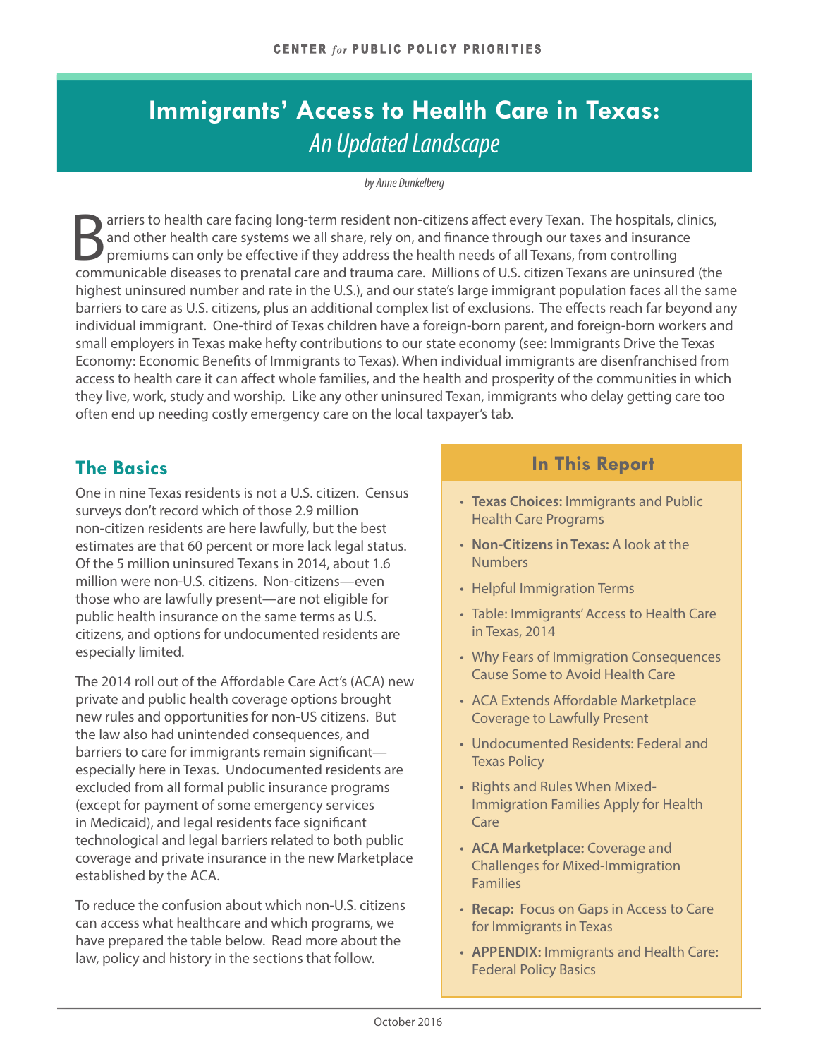# Immigrants' Access to Health Care in Texas: *An Updated Landscape*

*by Anne Dunkelberg*

Barriers to health care facing long-term resident non-citizens affect every Texan. The hospitals, clinics, and other health care systems we all share, rely on, and finance through our taxes and insurance premiums can only be effective if they address the health needs of all Texans, from controlling communicable diseases to prenatal care and trauma care. Millions of U.S. citizen Texans are uninsured (the highest uninsured number and rate in the U.S.), and our state's large immigrant population faces all the same barriers to care as U.S. citizens, plus an additional complex list of exclusions. The effects reach far beyond any individual immigrant. One-third of Texas children have a foreign-born parent, and foreign-born workers and small employers in Texas make hefty contributions to our state economy (see: Immigrants Drive the Texas Economy: Economic Benefits of Immigrants to Texas). When individual immigrants are disenfranchised from access to health care it can affect whole families, and the health and prosperity of the communities in which they live, work, study and worship. Like any other uninsured Texan, immigrants who delay getting care too often end up needing costly emergency care on the local taxpayer's tab.

## The Basics

One in nine Texas residents is not a U.S. citizen. Census surveys don't record which of those 2.9 million non-citizen residents are here lawfully, but the best estimates are that 60 percent or more lack legal status. Of the 5 million uninsured Texans in 2014, about 1.6 million were non-U.S. citizens. Non-citizens—even those who are lawfully present—are not eligible for public health insurance on the same terms as U.S. citizens, and options for undocumented residents are especially limited.

The 2014 roll out of the Affordable Care Act's (ACA) new private and public health coverage options brought new rules and opportunities for non-US citizens. But the law also had unintended consequences, and barriers to care for immigrants remain significant—especially here in Texas. Undocumented residents are excluded from all formal public insurance programs (except for payment of some emergency services in Medicaid), and legal residents face significant technological and legal barriers related to both public coverage and private insurance in the new Marketplace established by the ACA.

To reduce the confusion about which non-U.S. citizens can access what healthcare and which programs, we have prepared the table below. Read more about the law, policy and history in the sections that follow.

## In This Report

- **Texas Choices:** Immigrants and Public Health Care Programs
- **Non-Citizens in Texas:** A look at the Numbers
- Helpful Immigration Terms
- Table: Immigrants' Access to Health Care in Texas, 2014
- Why Fears of Immigration Consequences Cause Some to Avoid Health Care
- ACA Extends Affordable Marketplace Coverage to Lawfully Present
- Undocumented Residents: Federal and Texas Policy
- Rights and Rules When Mixed-Immigration Families Apply for Health Care
- **ACA Marketplace:** Coverage and Challenges for Mixed-Immigration Families
- **Recap:** Focus on Gaps in Access to Care for Immigrants in Texas
- **APPENDIX:** Immigrants and Health Care: Federal Policy Basics

October 2016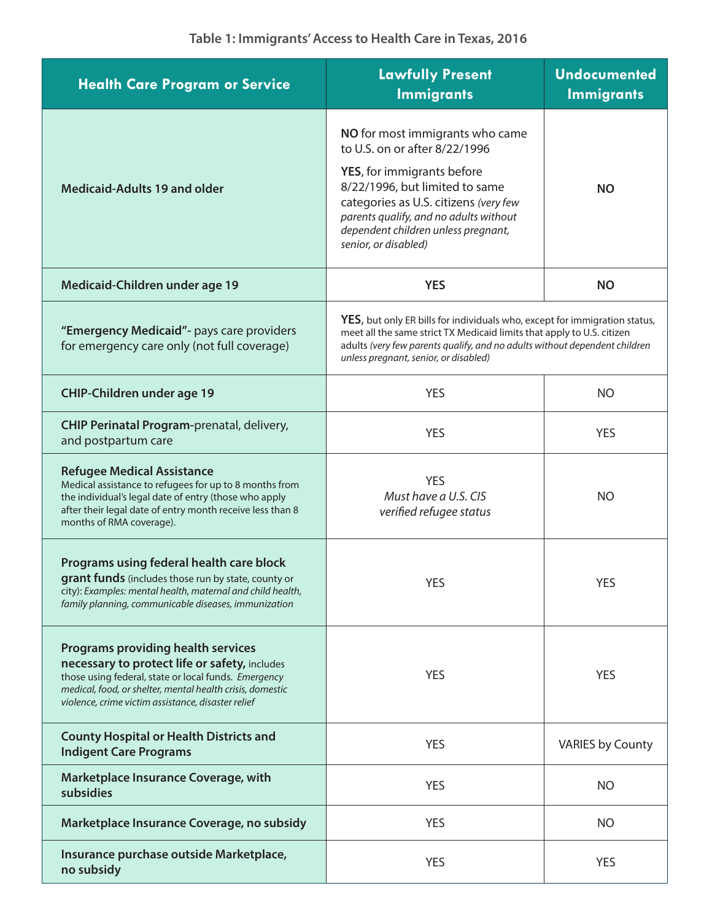**Table 1: Immigrants' Access to Health Care in Texas, 2016**

| Health Care Program or Service | Lawfully Present Immigrants | Undocumented Immigrants |
|---|---|---|
| **Medicaid-Adults 19 and older** | **NO** for most immigrants who came to U.S. on or after 8/22/1996<br>**YES**, for immigrants before 8/22/1996, but limited to same categories as U.S. citizens *(very few parents qualify, and no adults without dependent children unless pregnant, senior, or disabled)* | **NO** |
| **Medicaid-Children under age 19** | **YES** | **NO** |
| **"Emergency Medicaid"-** pays care providers for emergency care only (not full coverage) | **YES**, but only ER bills for individuals who, except for immigration status, meet all the same strict TX Medicaid limits that apply to U.S. citizen adults *(very few parents qualify, and no adults without dependent children unless pregnant, senior, or disabled)* | |
| **CHIP-Children under age 19** | YES | NO |
| **CHIP Perinatal Program**-prenatal, delivery, and postpartum care | YES | YES |
| **Refugee Medical Assistance**<br>Medical assistance to refugees for up to 8 months from the individual's legal date of entry (those who apply after their legal date of entry month receive less than 8 months of RMA coverage). | YES<br>*Must have a U.S. CIS verified refugee status* | NO |
| **Programs using federal health care block grant funds** (includes those run by state, county or city): *Examples: mental health, maternal and child health, family planning, communicable diseases, immunization* | YES | YES |
| **Programs providing health services necessary to protect life or safety,** includes those using federal, state or local funds. *Emergency medical, food, or shelter, mental health crisis, domestic violence, crime victim assistance, disaster relief* | YES | YES |
| **County Hospital or Health Districts and Indigent Care Programs** | YES | VARIES by County |
| **Marketplace Insurance Coverage, with subsidies** | YES | NO |
| **Marketplace Insurance Coverage, no subsidy** | YES | NO |
| **Insurance purchase outside Marketplace, no subsidy** | YES | YES |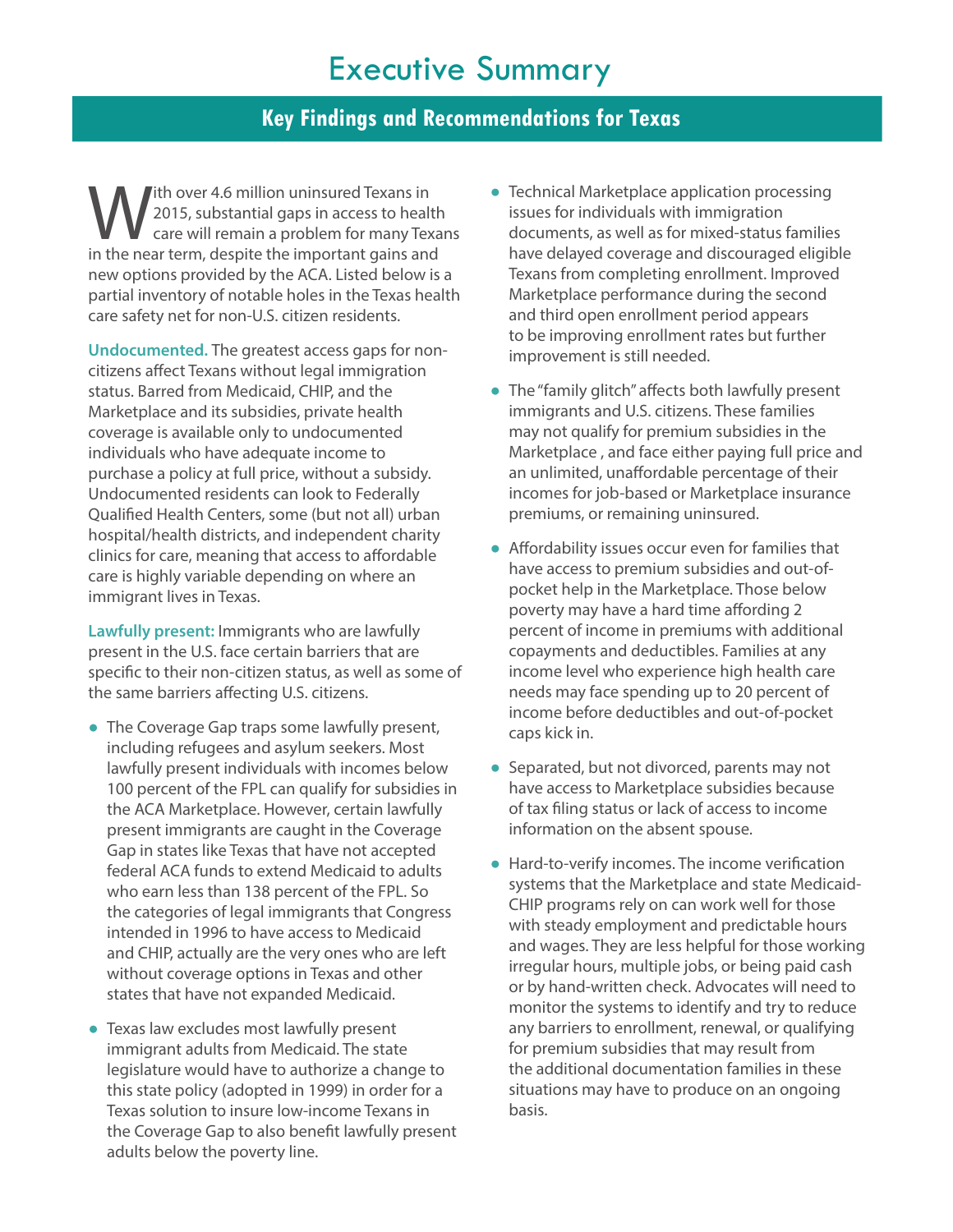# Executive Summary

## Key Findings and Recommendations for Texas

With over 4.6 million uninsured Texans in 2015, substantial gaps in access to health care will remain a problem for many Texans in the near term, despite the important gains and new options provided by the ACA. Listed below is a partial inventory of notable holes in the Texas health care safety net for non-U.S. citizen residents.

**Undocumented.** The greatest access gaps for non-citizens affect Texans without legal immigration status. Barred from Medicaid, CHIP, and the Marketplace and its subsidies, private health coverage is available only to undocumented individuals who have adequate income to purchase a policy at full price, without a subsidy. Undocumented residents can look to Federally Qualified Health Centers, some (but not all) urban hospital/health districts, and independent charity clinics for care, meaning that access to affordable care is highly variable depending on where an immigrant lives in Texas.

**Lawfully present:** Immigrants who are lawfully present in the U.S. face certain barriers that are specific to their non-citizen status, as well as some of the same barriers affecting U.S. citizens.

- The Coverage Gap traps some lawfully present, including refugees and asylum seekers. Most lawfully present individuals with incomes below 100 percent of the FPL can qualify for subsidies in the ACA Marketplace. However, certain lawfully present immigrants are caught in the Coverage Gap in states like Texas that have not accepted federal ACA funds to extend Medicaid to adults who earn less than 138 percent of the FPL. So the categories of legal immigrants that Congress intended in 1996 to have access to Medicaid and CHIP, actually are the very ones who are left without coverage options in Texas and other states that have not expanded Medicaid.
- Texas law excludes most lawfully present immigrant adults from Medicaid. The state legislature would have to authorize a change to this state policy (adopted in 1999) in order for a Texas solution to insure low-income Texans in the Coverage Gap to also benefit lawfully present adults below the poverty line.
- Technical Marketplace application processing issues for individuals with immigration documents, as well as for mixed-status families have delayed coverage and discouraged eligible Texans from completing enrollment. Improved Marketplace performance during the second and third open enrollment period appears to be improving enrollment rates but further improvement is still needed.
- The "family glitch" affects both lawfully present immigrants and U.S. citizens. These families may not qualify for premium subsidies in the Marketplace , and face either paying full price and an unlimited, unaffordable percentage of their incomes for job-based or Marketplace insurance premiums, or remaining uninsured.
- Affordability issues occur even for families that have access to premium subsidies and out-of-pocket help in the Marketplace. Those below poverty may have a hard time affording 2 percent of income in premiums with additional copayments and deductibles. Families at any income level who experience high health care needs may face spending up to 20 percent of income before deductibles and out-of-pocket caps kick in.
- Separated, but not divorced, parents may not have access to Marketplace subsidies because of tax filing status or lack of access to income information on the absent spouse.
- Hard-to-verify incomes. The income verification systems that the Marketplace and state Medicaid-CHIP programs rely on can work well for those with steady employment and predictable hours and wages. They are less helpful for those working irregular hours, multiple jobs, or being paid cash or by hand-written check. Advocates will need to monitor the systems to identify and try to reduce any barriers to enrollment, renewal, or qualifying for premium subsidies that may result from the additional documentation families in these situations may have to produce on an ongoing basis.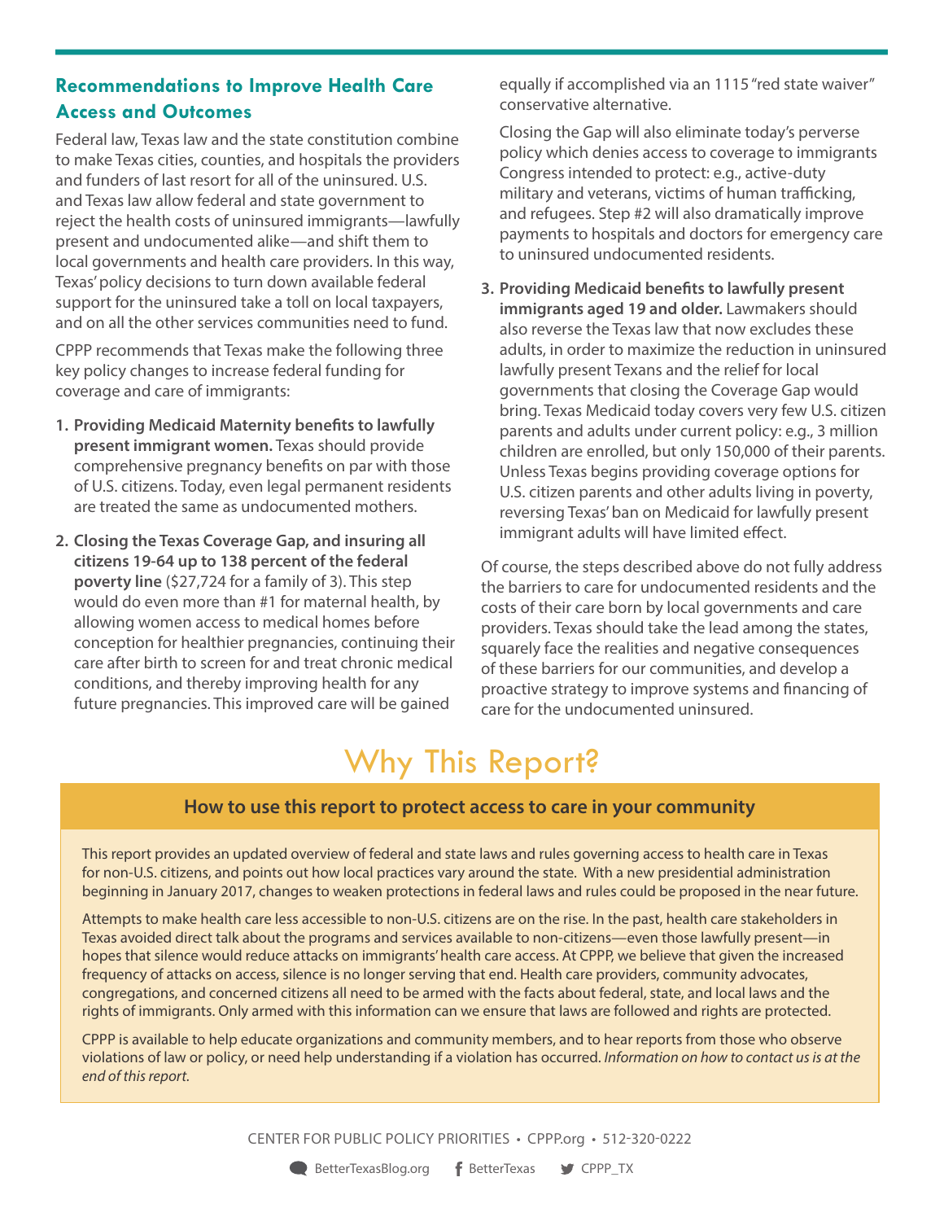## Recommendations to Improve Health Care Access and Outcomes

Federal law, Texas law and the state constitution combine to make Texas cities, counties, and hospitals the providers and funders of last resort for all of the uninsured. U.S. and Texas law allow federal and state government to reject the health costs of uninsured immigrants—lawfully present and undocumented alike—and shift them to local governments and health care providers. In this way, Texas' policy decisions to turn down available federal support for the uninsured take a toll on local taxpayers, and on all the other services communities need to fund.

CPPP recommends that Texas make the following three key policy changes to increase federal funding for coverage and care of immigrants:

1. **Providing Medicaid Maternity benefits to lawfully present immigrant women.** Texas should provide comprehensive pregnancy benefits on par with those of U.S. citizens. Today, even legal permanent residents are treated the same as undocumented mothers.

2. **Closing the Texas Coverage Gap, and insuring all citizens 19-64 up to 138 percent of the federal poverty line** ($27,724 for a family of 3). This step would do even more than #1 for maternal health, by allowing women access to medical homes before conception for healthier pregnancies, continuing their care after birth to screen for and treat chronic medical conditions, and thereby improving health for any future pregnancies. This improved care will be gained equally if accomplished via an 1115 "red state waiver" conservative alternative.

   Closing the Gap will also eliminate today's perverse policy which denies access to coverage to immigrants Congress intended to protect: e.g., active-duty military and veterans, victims of human trafficking, and refugees. Step #2 will also dramatically improve payments to hospitals and doctors for emergency care to uninsured undocumented residents.

3. **Providing Medicaid benefits to lawfully present immigrants aged 19 and older.** Lawmakers should also reverse the Texas law that now excludes these adults, in order to maximize the reduction in uninsured lawfully present Texans and the relief for local governments that closing the Coverage Gap would bring. Texas Medicaid today covers very few U.S. citizen parents and adults under current policy: e.g., 3 million children are enrolled, but only 150,000 of their parents. Unless Texas begins providing coverage options for U.S. citizen parents and other adults living in poverty, reversing Texas' ban on Medicaid for lawfully present immigrant adults will have limited effect.

Of course, the steps described above do not fully address the barriers to care for undocumented residents and the costs of their care born by local governments and care providers. Texas should take the lead among the states, squarely face the realities and negative consequences of these barriers for our communities, and develop a proactive strategy to improve systems and financing of care for the undocumented uninsured.

# Why This Report?

### How to use this report to protect access to care in your community

This report provides an updated overview of federal and state laws and rules governing access to health care in Texas for non-U.S. citizens, and points out how local practices vary around the state. With a new presidential administration beginning in January 2017, changes to weaken protections in federal laws and rules could be proposed in the near future.

Attempts to make health care less accessible to non-U.S. citizens are on the rise. In the past, health care stakeholders in Texas avoided direct talk about the programs and services available to non-citizens—even those lawfully present—in hopes that silence would reduce attacks on immigrants' health care access. At CPPP, we believe that given the increased frequency of attacks on access, silence is no longer serving that end. Health care providers, community advocates, congregations, and concerned citizens all need to be armed with the facts about federal, state, and local laws and the rights of immigrants. Only armed with this information can we ensure that laws are followed and rights are protected.

CPPP is available to help educate organizations and community members, and to hear reports from those who observe violations of law or policy, or need help understanding if a violation has occurred. *Information on how to contact us is at the end of this report.*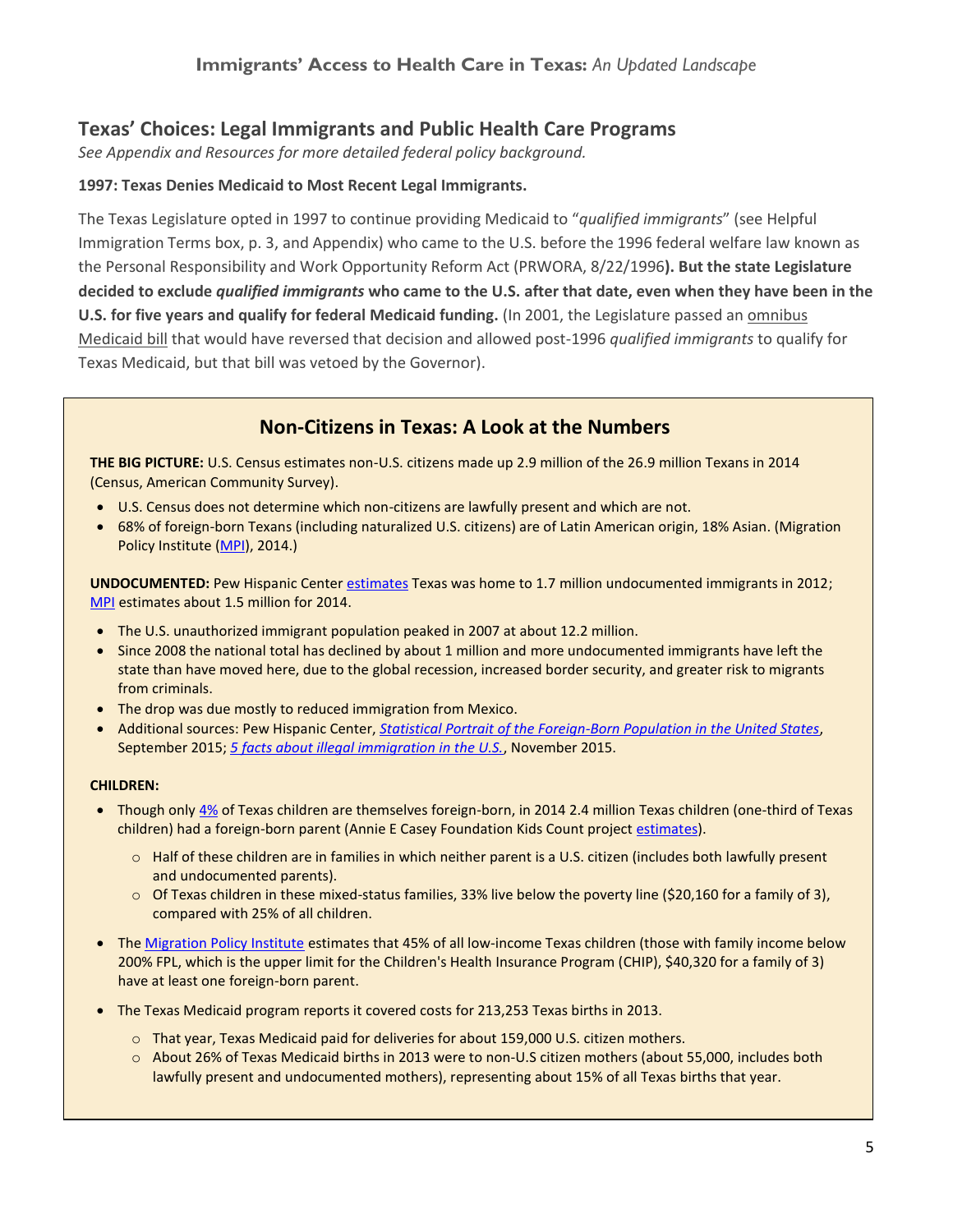## Texas' Choices: Legal Immigrants and Public Health Care Programs

*See Appendix and Resources for more detailed federal policy background.*

**1997: Texas Denies Medicaid to Most Recent Legal Immigrants.**

The Texas Legislature opted in 1997 to continue providing Medicaid to "*qualified immigrants*" (see Helpful Immigration Terms box, p. 3, and Appendix) who came to the U.S. before the 1996 federal welfare law known as the Personal Responsibility and Work Opportunity Reform Act (PRWORA, 8/22/1996**). But the state Legislature decided to exclude *qualified immigrants* who came to the U.S. after that date, even when they have been in the U.S. for five years and qualify for federal Medicaid funding.** (In 2001, the Legislature passed an omnibus Medicaid bill that would have reversed that decision and allowed post-1996 *qualified immigrants* to qualify for Texas Medicaid, but that bill was vetoed by the Governor).

### Non-Citizens in Texas: A Look at the Numbers

**THE BIG PICTURE:** U.S. Census estimates non-U.S. citizens made up 2.9 million of the 26.9 million Texans in 2014 (Census, American Community Survey).

- U.S. Census does not determine which non-citizens are lawfully present and which are not.
- 68% of foreign-born Texans (including naturalized U.S. citizens) are of Latin American origin, 18% Asian. (Migration Policy Institute (MPI), 2014.)

**UNDOCUMENTED:** Pew Hispanic Center estimates Texas was home to 1.7 million undocumented immigrants in 2012; MPI estimates about 1.5 million for 2014.

- The U.S. unauthorized immigrant population peaked in 2007 at about 12.2 million.
- Since 2008 the national total has declined by about 1 million and more undocumented immigrants have left the state than have moved here, due to the global recession, increased border security, and greater risk to migrants from criminals.
- The drop was due mostly to reduced immigration from Mexico.
- Additional sources: Pew Hispanic Center, *Statistical Portrait of the Foreign-Born Population in the United States*, September 2015; *5 facts about illegal immigration in the U.S.*, November 2015.

**CHILDREN:**

- Though only 4% of Texas children are themselves foreign-born, in 2014 2.4 million Texas children (one-third of Texas children) had a foreign-born parent (Annie E Casey Foundation Kids Count project estimates).
  - Half of these children are in families in which neither parent is a U.S. citizen (includes both lawfully present and undocumented parents).
  - Of Texas children in these mixed-status families, 33% live below the poverty line ($20,160 for a family of 3), compared with 25% of all children.
- The Migration Policy Institute estimates that 45% of all low-income Texas children (those with family income below 200% FPL, which is the upper limit for the Children's Health Insurance Program (CHIP), $40,320 for a family of 3) have at least one foreign-born parent.
- The Texas Medicaid program reports it covered costs for 213,253 Texas births in 2013.
  - That year, Texas Medicaid paid for deliveries for about 159,000 U.S. citizen mothers.
  - About 26% of Texas Medicaid births in 2013 were to non-U.S citizen mothers (about 55,000, includes both lawfully present and undocumented mothers), representing about 15% of all Texas births that year.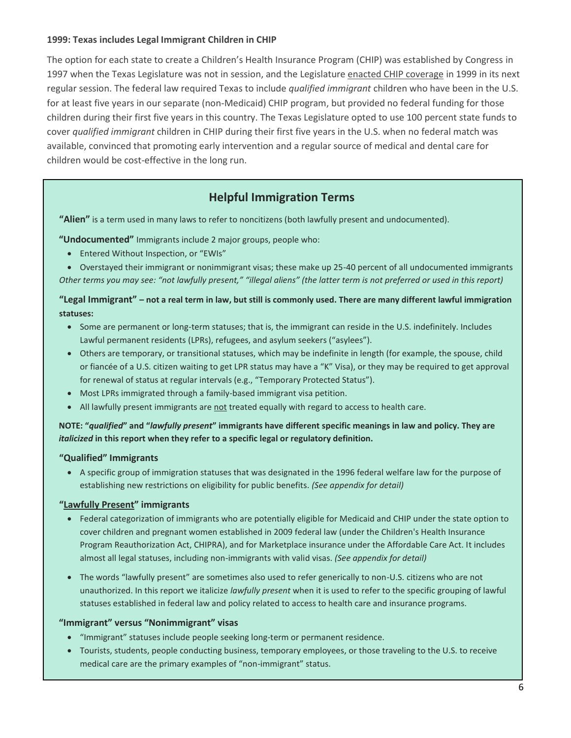### 1999: Texas includes Legal Immigrant Children in CHIP

The option for each state to create a Children's Health Insurance Program (CHIP) was established by Congress in 1997 when the Texas Legislature was not in session, and the Legislature enacted CHIP coverage in 1999 in its next regular session. The federal law required Texas to include *qualified immigrant* children who have been in the U.S. for at least five years in our separate (non-Medicaid) CHIP program, but provided no federal funding for those children during their first five years in this country. The Texas Legislature opted to use 100 percent state funds to cover *qualified immigrant* children in CHIP during their first five years in the U.S. when no federal match was available, convinced that promoting early intervention and a regular source of medical and dental care for children would be cost-effective in the long run.

## Helpful Immigration Terms

**"Alien"** is a term used in many laws to refer to noncitizens (both lawfully present and undocumented).

**"Undocumented"** Immigrants include 2 major groups, people who:

- Entered Without Inspection, or "EWIs"
- Overstayed their immigrant or nonimmigrant visas; these make up 25-40 percent of all undocumented immigrants

*Other terms you may see: "not lawfully present," "illegal aliens" (the latter term is not preferred or used in this report)*

**"Legal Immigrant" – not a real term in law, but still is commonly used. There are many different lawful immigration statuses:**

- Some are permanent or long-term statuses; that is, the immigrant can reside in the U.S. indefinitely. Includes Lawful permanent residents (LPRs), refugees, and asylum seekers ("asylees").
- Others are temporary, or transitional statuses, which may be indefinite in length (for example, the spouse, child or fiancée of a U.S. citizen waiting to get LPR status may have a "K" Visa), or they may be required to get approval for renewal of status at regular intervals (e.g., "Temporary Protected Status").
- Most LPRs immigrated through a family-based immigrant visa petition.
- All lawfully present immigrants are not treated equally with regard to access to health care.

**NOTE: "*qualified*" and "*lawfully present*" immigrants have different specific meanings in law and policy. They are *italicized* in this report when they refer to a specific legal or regulatory definition.**

**"Qualified" Immigrants**

- A specific group of immigration statuses that was designated in the 1996 federal welfare law for the purpose of establishing new restrictions on eligibility for public benefits. *(See appendix for detail)*

**"Lawfully Present" immigrants**

- Federal categorization of immigrants who are potentially eligible for Medicaid and CHIP under the state option to cover children and pregnant women established in 2009 federal law (under the Children's Health Insurance Program Reauthorization Act, CHIPRA), and for Marketplace insurance under the Affordable Care Act. It includes almost all legal statuses, including non-immigrants with valid visas. *(See appendix for detail)*
- The words "lawfully present" are sometimes also used to refer generically to non-U.S. citizens who are not unauthorized. In this report we italicize *lawfully present* when it is used to refer to the specific grouping of lawful statuses established in federal law and policy related to access to health care and insurance programs.

**"Immigrant" versus "Nonimmigrant" visas**

- "Immigrant" statuses include people seeking long-term or permanent residence.
- Tourists, students, people conducting business, temporary employees, or those traveling to the U.S. to receive medical care are the primary examples of "non-immigrant" status.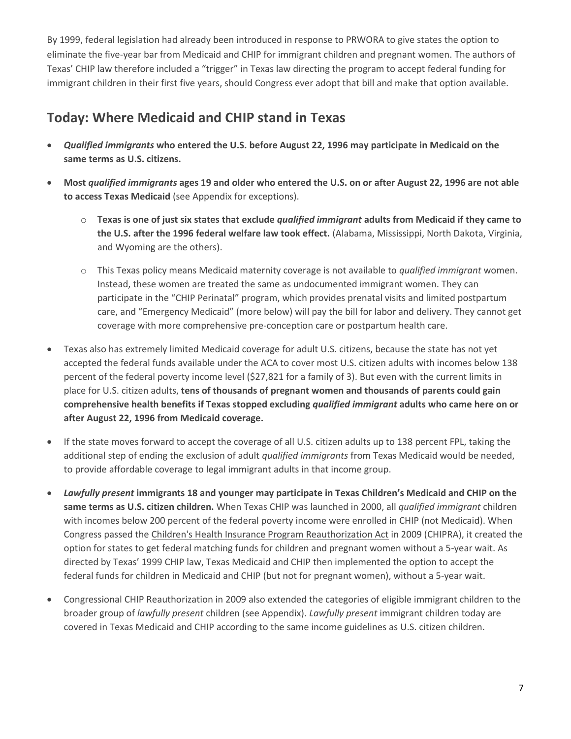By 1999, federal legislation had already been introduced in response to PRWORA to give states the option to eliminate the five-year bar from Medicaid and CHIP for immigrant children and pregnant women. The authors of Texas' CHIP law therefore included a "trigger" in Texas law directing the program to accept federal funding for immigrant children in their first five years, should Congress ever adopt that bill and make that option available.

## Today: Where Medicaid and CHIP stand in Texas

- ***Qualified immigrants* who entered the U.S. before August 22, 1996 may participate in Medicaid on the same terms as U.S. citizens.**
- **Most *qualified immigrants* ages 19 and older who entered the U.S. on or after August 22, 1996 are not able to access Texas Medicaid** (see Appendix for exceptions).
  - **Texas is one of just six states that exclude *qualified immigrant* adults from Medicaid if they came to the U.S. after the 1996 federal welfare law took effect.** (Alabama, Mississippi, North Dakota, Virginia, and Wyoming are the others).
  - This Texas policy means Medicaid maternity coverage is not available to *qualified immigrant* women. Instead, these women are treated the same as undocumented immigrant women. They can participate in the "CHIP Perinatal" program, which provides prenatal visits and limited postpartum care, and "Emergency Medicaid" (more below) will pay the bill for labor and delivery. They cannot get coverage with more comprehensive pre-conception care or postpartum health care.
- Texas also has extremely limited Medicaid coverage for adult U.S. citizens, because the state has not yet accepted the federal funds available under the ACA to cover most U.S. citizen adults with incomes below 138 percent of the federal poverty income level ($27,821 for a family of 3). But even with the current limits in place for U.S. citizen adults, **tens of thousands of pregnant women and thousands of parents could gain comprehensive health benefits if Texas stopped excluding *qualified immigrant* adults who came here on or after August 22, 1996 from Medicaid coverage.**
- If the state moves forward to accept the coverage of all U.S. citizen adults up to 138 percent FPL, taking the additional step of ending the exclusion of adult *qualified immigrants* from Texas Medicaid would be needed, to provide affordable coverage to legal immigrant adults in that income group.
- ***Lawfully present* immigrants 18 and younger may participate in Texas Children's Medicaid and CHIP on the same terms as U.S. citizen children.** When Texas CHIP was launched in 2000, all *qualified immigrant* children with incomes below 200 percent of the federal poverty income were enrolled in CHIP (not Medicaid). When Congress passed the Children's Health Insurance Program Reauthorization Act in 2009 (CHIPRA), it created the option for states to get federal matching funds for children and pregnant women without a 5-year wait. As directed by Texas' 1999 CHIP law, Texas Medicaid and CHIP then implemented the option to accept the federal funds for children in Medicaid and CHIP (but not for pregnant women), without a 5-year wait.
- Congressional CHIP Reauthorization in 2009 also extended the categories of eligible immigrant children to the broader group of *lawfully present* children (see Appendix). *Lawfully present* immigrant children today are covered in Texas Medicaid and CHIP according to the same income guidelines as U.S. citizen children.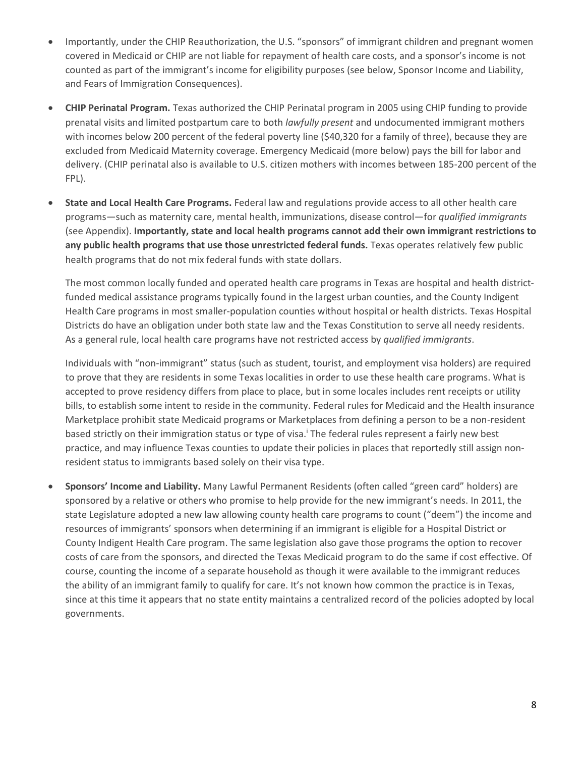- Importantly, under the CHIP Reauthorization, the U.S. "sponsors" of immigrant children and pregnant women covered in Medicaid or CHIP are not liable for repayment of health care costs, and a sponsor's income is not counted as part of the immigrant's income for eligibility purposes (see below, Sponsor Income and Liability, and Fears of Immigration Consequences).

- **CHIP Perinatal Program.** Texas authorized the CHIP Perinatal program in 2005 using CHIP funding to provide prenatal visits and limited postpartum care to both *lawfully present* and undocumented immigrant mothers with incomes below 200 percent of the federal poverty line ($40,320 for a family of three), because they are excluded from Medicaid Maternity coverage. Emergency Medicaid (more below) pays the bill for labor and delivery. (CHIP perinatal also is available to U.S. citizen mothers with incomes between 185-200 percent of the FPL).

- **State and Local Health Care Programs.** Federal law and regulations provide access to all other health care programs—such as maternity care, mental health, immunizations, disease control—for *qualified immigrants* (see Appendix). **Importantly, state and local health programs cannot add their own immigrant restrictions to any public health programs that use those unrestricted federal funds.** Texas operates relatively few public health programs that do not mix federal funds with state dollars.

  The most common locally funded and operated health care programs in Texas are hospital and health district-funded medical assistance programs typically found in the largest urban counties, and the County Indigent Health Care programs in most smaller-population counties without hospital or health districts. Texas Hospital Districts do have an obligation under both state law and the Texas Constitution to serve all needy residents. As a general rule, local health care programs have not restricted access by *qualified immigrants*.

  Individuals with "non-immigrant" status (such as student, tourist, and employment visa holders) are required to prove that they are residents in some Texas localities in order to use these health care programs. What is accepted to prove residency differs from place to place, but in some locales includes rent receipts or utility bills, to establish some intent to reside in the community. Federal rules for Medicaid and the Health insurance Marketplace prohibit state Medicaid programs or Marketplaces from defining a person to be a non-resident based strictly on their immigration status or type of visa.[i] The federal rules represent a fairly new best practice, and may influence Texas counties to update their policies in places that reportedly still assign non-resident status to immigrants based solely on their visa type.

- **Sponsors' Income and Liability.** Many Lawful Permanent Residents (often called "green card" holders) are sponsored by a relative or others who promise to help provide for the new immigrant's needs. In 2011, the state Legislature adopted a new law allowing county health care programs to count ("deem") the income and resources of immigrants' sponsors when determining if an immigrant is eligible for a Hospital District or County Indigent Health Care program. The same legislation also gave those programs the option to recover costs of care from the sponsors, and directed the Texas Medicaid program to do the same if cost effective. Of course, counting the income of a separate household as though it were available to the immigrant reduces the ability of an immigrant family to qualify for care. It's not known how common the practice is in Texas, since at this time it appears that no state entity maintains a centralized record of the policies adopted by local governments.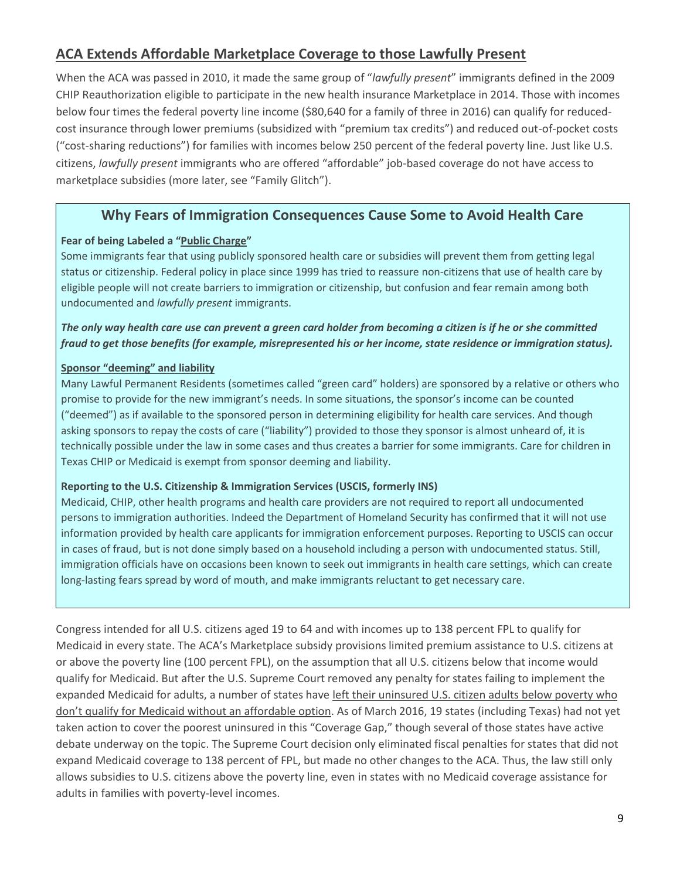## ACA Extends Affordable Marketplace Coverage to those Lawfully Present

When the ACA was passed in 2010, it made the same group of "*lawfully present*" immigrants defined in the 2009 CHIP Reauthorization eligible to participate in the new health insurance Marketplace in 2014. Those with incomes below four times the federal poverty line income ($80,640 for a family of three in 2016) can qualify for reduced-cost insurance through lower premiums (subsidized with "premium tax credits") and reduced out-of-pocket costs ("cost-sharing reductions") for families with incomes below 250 percent of the federal poverty line. Just like U.S. citizens, *lawfully present* immigrants who are offered "affordable" job-based coverage do not have access to marketplace subsidies (more later, see "Family Glitch").

### Why Fears of Immigration Consequences Cause Some to Avoid Health Care

**Fear of being Labeled a "Public Charge"**

Some immigrants fear that using publicly sponsored health care or subsidies will prevent them from getting legal status or citizenship. Federal policy in place since 1999 has tried to reassure non-citizens that use of health care by eligible people will not create barriers to immigration or citizenship, but confusion and fear remain among both undocumented and *lawfully present* immigrants.

***The only way health care use can prevent a green card holder from becoming a citizen is if he or she committed fraud to get those benefits (for example, misrepresented his or her income, state residence or immigration status).***

**Sponsor "deeming" and liability**

Many Lawful Permanent Residents (sometimes called "green card" holders) are sponsored by a relative or others who promise to provide for the new immigrant's needs. In some situations, the sponsor's income can be counted ("deemed") as if available to the sponsored person in determining eligibility for health care services. And though asking sponsors to repay the costs of care ("liability") provided to those they sponsor is almost unheard of, it is technically possible under the law in some cases and thus creates a barrier for some immigrants. Care for children in Texas CHIP or Medicaid is exempt from sponsor deeming and liability.

**Reporting to the U.S. Citizenship & Immigration Services (USCIS, formerly INS)**

Medicaid, CHIP, other health programs and health care providers are not required to report all undocumented persons to immigration authorities. Indeed the Department of Homeland Security has confirmed that it will not use information provided by health care applicants for immigration enforcement purposes. Reporting to USCIS can occur in cases of fraud, but is not done simply based on a household including a person with undocumented status. Still, immigration officials have on occasions been known to seek out immigrants in health care settings, which can create long-lasting fears spread by word of mouth, and make immigrants reluctant to get necessary care.

Congress intended for all U.S. citizens aged 19 to 64 and with incomes up to 138 percent FPL to qualify for Medicaid in every state. The ACA's Marketplace subsidy provisions limited premium assistance to U.S. citizens at or above the poverty line (100 percent FPL), on the assumption that all U.S. citizens below that income would qualify for Medicaid. But after the U.S. Supreme Court removed any penalty for states failing to implement the expanded Medicaid for adults, a number of states have left their uninsured U.S. citizen adults below poverty who don't qualify for Medicaid without an affordable option. As of March 2016, 19 states (including Texas) had not yet taken action to cover the poorest uninsured in this "Coverage Gap," though several of those states have active debate underway on the topic. The Supreme Court decision only eliminated fiscal penalties for states that did not expand Medicaid coverage to 138 percent of FPL, but made no other changes to the ACA. Thus, the law still only allows subsidies to U.S. citizens above the poverty line, even in states with no Medicaid coverage assistance for adults in families with poverty-level incomes.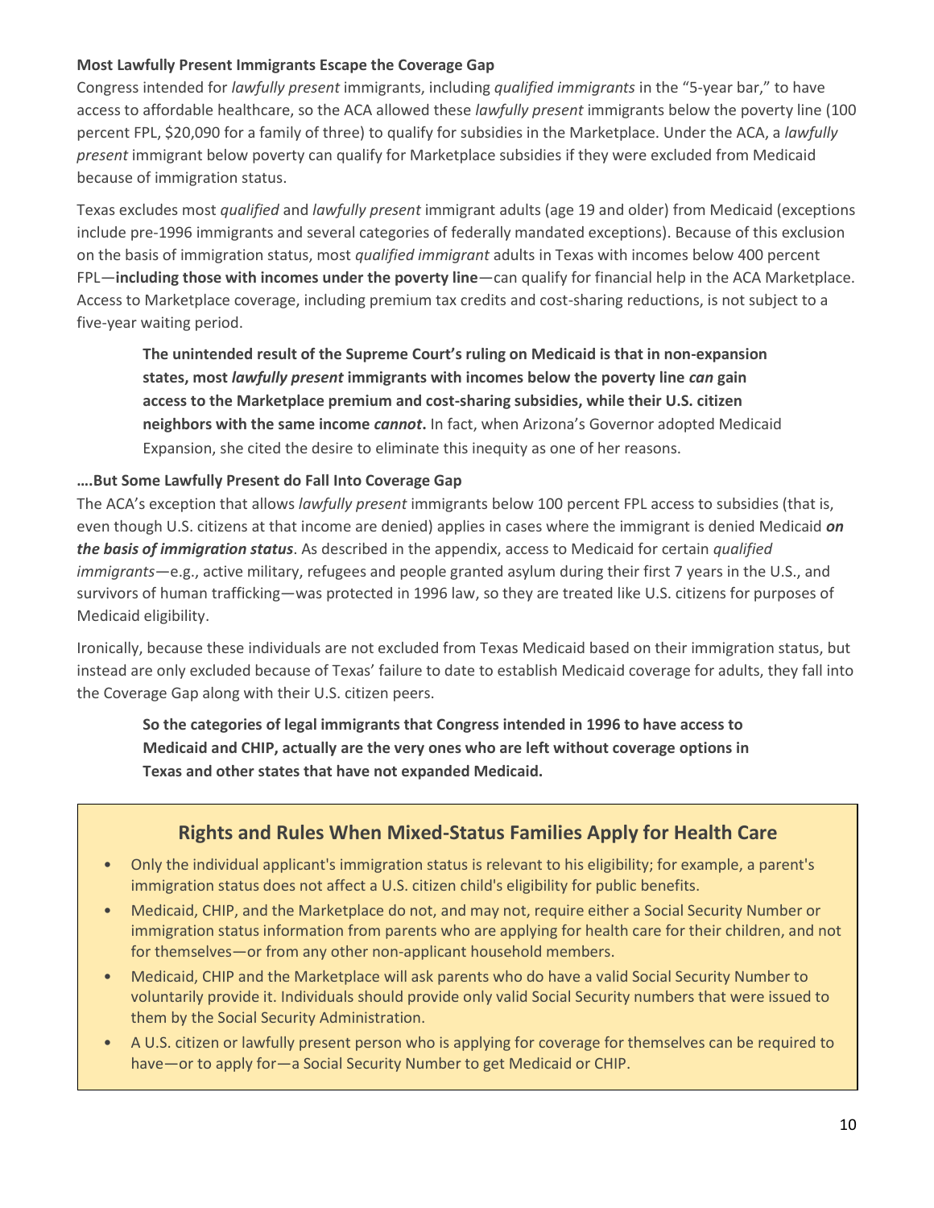**Most Lawfully Present Immigrants Escape the Coverage Gap**

Congress intended for *lawfully present* immigrants, including *qualified immigrants* in the "5-year bar," to have access to affordable healthcare, so the ACA allowed these *lawfully present* immigrants below the poverty line (100 percent FPL, $20,090 for a family of three) to qualify for subsidies in the Marketplace. Under the ACA, a *lawfully present* immigrant below poverty can qualify for Marketplace subsidies if they were excluded from Medicaid because of immigration status.

Texas excludes most *qualified* and *lawfully present* immigrant adults (age 19 and older) from Medicaid (exceptions include pre-1996 immigrants and several categories of federally mandated exceptions). Because of this exclusion on the basis of immigration status, most *qualified immigrant* adults in Texas with incomes below 400 percent FPL—**including those with incomes under the poverty line**—can qualify for financial help in the ACA Marketplace. Access to Marketplace coverage, including premium tax credits and cost-sharing reductions, is not subject to a five-year waiting period.

> **The unintended result of the Supreme Court's ruling on Medicaid is that in non-expansion states, most *lawfully present* immigrants with incomes below the poverty line *can* gain access to the Marketplace premium and cost-sharing subsidies, while their U.S. citizen neighbors with the same income *cannot*.** In fact, when Arizona's Governor adopted Medicaid Expansion, she cited the desire to eliminate this inequity as one of her reasons.

**….But Some Lawfully Present do Fall Into Coverage Gap**

The ACA's exception that allows *lawfully present* immigrants below 100 percent FPL access to subsidies (that is, even though U.S. citizens at that income are denied) applies in cases where the immigrant is denied Medicaid ***on the basis of immigration status***. As described in the appendix, access to Medicaid for certain *qualified immigrants*—e.g., active military, refugees and people granted asylum during their first 7 years in the U.S., and survivors of human trafficking—was protected in 1996 law, so they are treated like U.S. citizens for purposes of Medicaid eligibility.

Ironically, because these individuals are not excluded from Texas Medicaid based on their immigration status, but instead are only excluded because of Texas' failure to date to establish Medicaid coverage for adults, they fall into the Coverage Gap along with their U.S. citizen peers.

> **So the categories of legal immigrants that Congress intended in 1996 to have access to Medicaid and CHIP, actually are the very ones who are left without coverage options in Texas and other states that have not expanded Medicaid.**

## Rights and Rules When Mixed-Status Families Apply for Health Care

- Only the individual applicant's immigration status is relevant to his eligibility; for example, a parent's immigration status does not affect a U.S. citizen child's eligibility for public benefits.
- Medicaid, CHIP, and the Marketplace do not, and may not, require either a Social Security Number or immigration status information from parents who are applying for health care for their children, and not for themselves—or from any other non-applicant household members.
- Medicaid, CHIP and the Marketplace will ask parents who do have a valid Social Security Number to voluntarily provide it. Individuals should provide only valid Social Security numbers that were issued to them by the Social Security Administration.
- A U.S. citizen or lawfully present person who is applying for coverage for themselves can be required to have—or to apply for—a Social Security Number to get Medicaid or CHIP.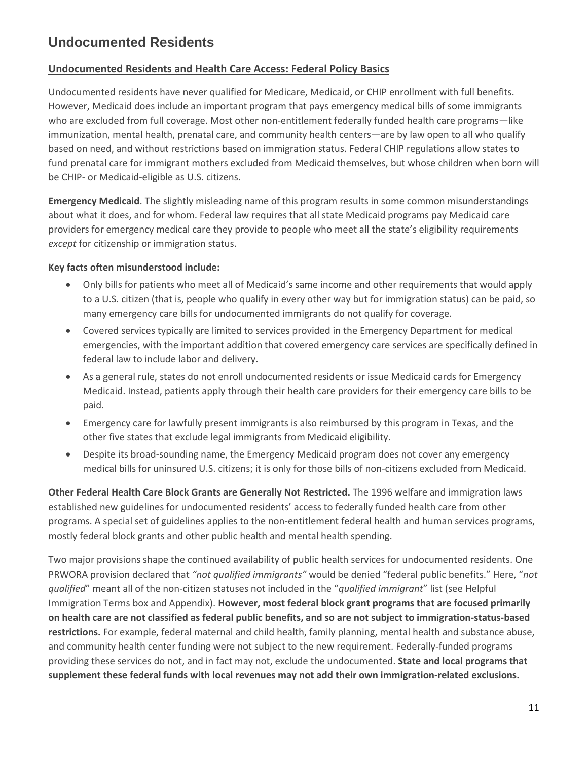# Undocumented Residents

## Undocumented Residents and Health Care Access: Federal Policy Basics

Undocumented residents have never qualified for Medicare, Medicaid, or CHIP enrollment with full benefits. However, Medicaid does include an important program that pays emergency medical bills of some immigrants who are excluded from full coverage. Most other non-entitlement federally funded health care programs—like immunization, mental health, prenatal care, and community health centers—are by law open to all who qualify based on need, and without restrictions based on immigration status. Federal CHIP regulations allow states to fund prenatal care for immigrant mothers excluded from Medicaid themselves, but whose children when born will be CHIP- or Medicaid-eligible as U.S. citizens.

**Emergency Medicaid**. The slightly misleading name of this program results in some common misunderstandings about what it does, and for whom. Federal law requires that all state Medicaid programs pay Medicaid care providers for emergency medical care they provide to people who meet all the state's eligibility requirements *except* for citizenship or immigration status.

**Key facts often misunderstood include:**

- Only bills for patients who meet all of Medicaid's same income and other requirements that would apply to a U.S. citizen (that is, people who qualify in every other way but for immigration status) can be paid, so many emergency care bills for undocumented immigrants do not qualify for coverage.
- Covered services typically are limited to services provided in the Emergency Department for medical emergencies, with the important addition that covered emergency care services are specifically defined in federal law to include labor and delivery.
- As a general rule, states do not enroll undocumented residents or issue Medicaid cards for Emergency Medicaid. Instead, patients apply through their health care providers for their emergency care bills to be paid.
- Emergency care for lawfully present immigrants is also reimbursed by this program in Texas, and the other five states that exclude legal immigrants from Medicaid eligibility.
- Despite its broad-sounding name, the Emergency Medicaid program does not cover any emergency medical bills for uninsured U.S. citizens; it is only for those bills of non-citizens excluded from Medicaid.

**Other Federal Health Care Block Grants are Generally Not Restricted.** The 1996 welfare and immigration laws established new guidelines for undocumented residents' access to federally funded health care from other programs. A special set of guidelines applies to the non-entitlement federal health and human services programs, mostly federal block grants and other public health and mental health spending.

Two major provisions shape the continued availability of public health services for undocumented residents. One PRWORA provision declared that *"not qualified immigrants"* would be denied "federal public benefits." Here, "*not qualified*" meant all of the non-citizen statuses not included in the "*qualified immigrant*" list (see Helpful Immigration Terms box and Appendix). **However, most federal block grant programs that are focused primarily on health care are not classified as federal public benefits, and so are not subject to immigration-status-based restrictions.** For example, federal maternal and child health, family planning, mental health and substance abuse, and community health center funding were not subject to the new requirement. Federally-funded programs providing these services do not, and in fact may not, exclude the undocumented. **State and local programs that supplement these federal funds with local revenues may not add their own immigration-related exclusions.**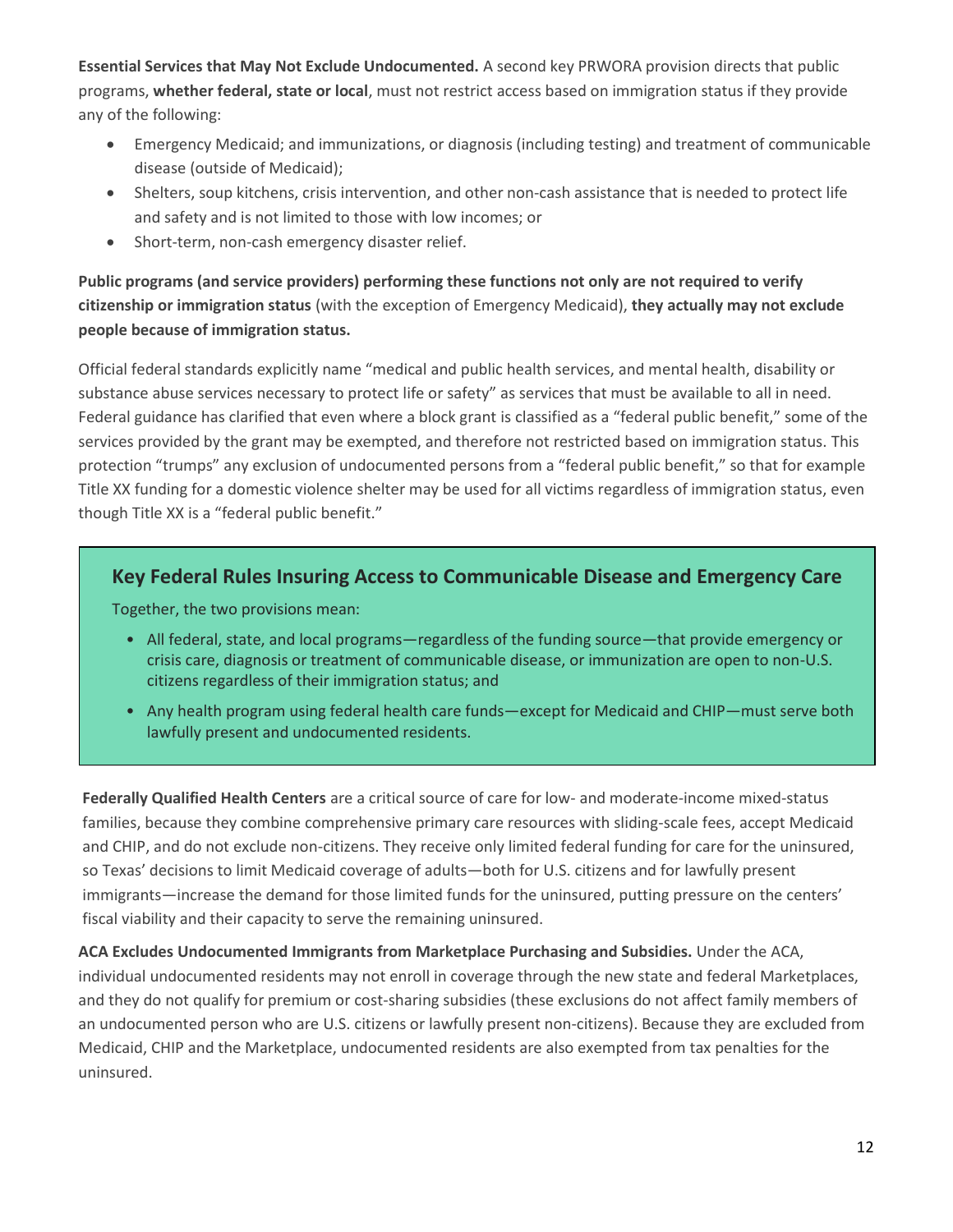**Essential Services that May Not Exclude Undocumented.** A second key PRWORA provision directs that public programs, **whether federal, state or local**, must not restrict access based on immigration status if they provide any of the following:

- Emergency Medicaid; and immunizations, or diagnosis (including testing) and treatment of communicable disease (outside of Medicaid);
- Shelters, soup kitchens, crisis intervention, and other non-cash assistance that is needed to protect life and safety and is not limited to those with low incomes; or
- Short-term, non-cash emergency disaster relief.

**Public programs (and service providers) performing these functions not only are not required to verify citizenship or immigration status** (with the exception of Emergency Medicaid), **they actually may not exclude people because of immigration status.**

Official federal standards explicitly name "medical and public health services, and mental health, disability or substance abuse services necessary to protect life or safety" as services that must be available to all in need. Federal guidance has clarified that even where a block grant is classified as a "federal public benefit," some of the services provided by the grant may be exempted, and therefore not restricted based on immigration status. This protection "trumps" any exclusion of undocumented persons from a "federal public benefit," so that for example Title XX funding for a domestic violence shelter may be used for all victims regardless of immigration status, even though Title XX is a "federal public benefit."

## Key Federal Rules Insuring Access to Communicable Disease and Emergency Care

Together, the two provisions mean:

- All federal, state, and local programs—regardless of the funding source—that provide emergency or crisis care, diagnosis or treatment of communicable disease, or immunization are open to non-U.S. citizens regardless of their immigration status; and
- Any health program using federal health care funds—except for Medicaid and CHIP—must serve both lawfully present and undocumented residents.

**Federally Qualified Health Centers** are a critical source of care for low- and moderate-income mixed-status families, because they combine comprehensive primary care resources with sliding-scale fees, accept Medicaid and CHIP, and do not exclude non-citizens. They receive only limited federal funding for care for the uninsured, so Texas' decisions to limit Medicaid coverage of adults—both for U.S. citizens and for lawfully present immigrants—increase the demand for those limited funds for the uninsured, putting pressure on the centers' fiscal viability and their capacity to serve the remaining uninsured.

**ACA Excludes Undocumented Immigrants from Marketplace Purchasing and Subsidies.** Under the ACA, individual undocumented residents may not enroll in coverage through the new state and federal Marketplaces, and they do not qualify for premium or cost-sharing subsidies (these exclusions do not affect family members of an undocumented person who are U.S. citizens or lawfully present non-citizens). Because they are excluded from Medicaid, CHIP and the Marketplace, undocumented residents are also exempted from tax penalties for the uninsured.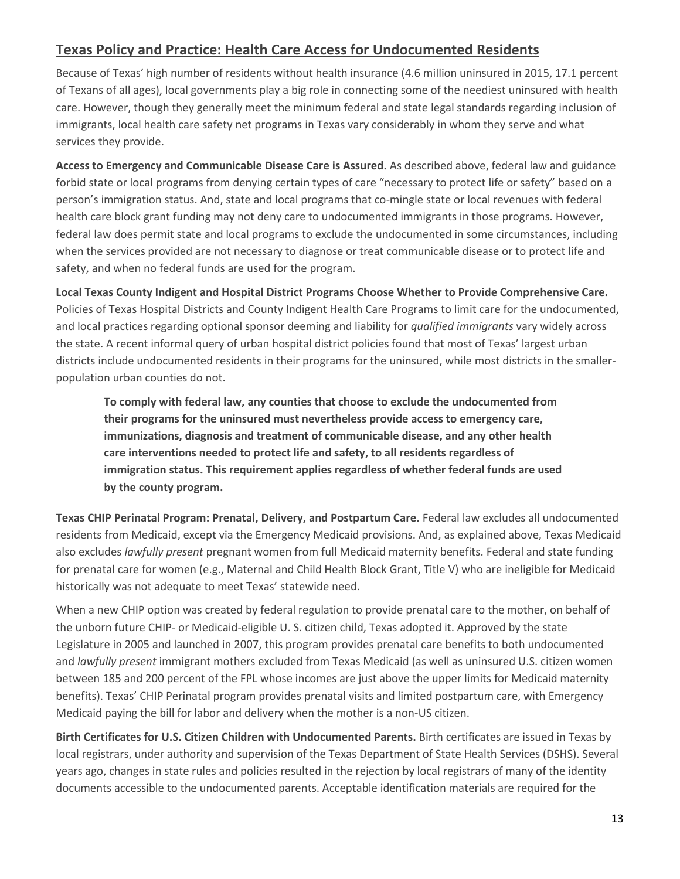## Texas Policy and Practice: Health Care Access for Undocumented Residents

Because of Texas' high number of residents without health insurance (4.6 million uninsured in 2015, 17.1 percent of Texans of all ages), local governments play a big role in connecting some of the neediest uninsured with health care. However, though they generally meet the minimum federal and state legal standards regarding inclusion of immigrants, local health care safety net programs in Texas vary considerably in whom they serve and what services they provide.

**Access to Emergency and Communicable Disease Care is Assured.** As described above, federal law and guidance forbid state or local programs from denying certain types of care "necessary to protect life or safety" based on a person's immigration status. And, state and local programs that co-mingle state or local revenues with federal health care block grant funding may not deny care to undocumented immigrants in those programs. However, federal law does permit state and local programs to exclude the undocumented in some circumstances, including when the services provided are not necessary to diagnose or treat communicable disease or to protect life and safety, and when no federal funds are used for the program.

**Local Texas County Indigent and Hospital District Programs Choose Whether to Provide Comprehensive Care.** Policies of Texas Hospital Districts and County Indigent Health Care Programs to limit care for the undocumented, and local practices regarding optional sponsor deeming and liability for *qualified immigrants* vary widely across the state. A recent informal query of urban hospital district policies found that most of Texas' largest urban districts include undocumented residents in their programs for the uninsured, while most districts in the smaller-population urban counties do not.

> **To comply with federal law, any counties that choose to exclude the undocumented from their programs for the uninsured must nevertheless provide access to emergency care, immunizations, diagnosis and treatment of communicable disease, and any other health care interventions needed to protect life and safety, to all residents regardless of immigration status. This requirement applies regardless of whether federal funds are used by the county program.**

**Texas CHIP Perinatal Program: Prenatal, Delivery, and Postpartum Care.** Federal law excludes all undocumented residents from Medicaid, except via the Emergency Medicaid provisions. And, as explained above, Texas Medicaid also excludes *lawfully present* pregnant women from full Medicaid maternity benefits. Federal and state funding for prenatal care for women (e.g., Maternal and Child Health Block Grant, Title V) who are ineligible for Medicaid historically was not adequate to meet Texas' statewide need.

When a new CHIP option was created by federal regulation to provide prenatal care to the mother, on behalf of the unborn future CHIP- or Medicaid-eligible U. S. citizen child, Texas adopted it. Approved by the state Legislature in 2005 and launched in 2007, this program provides prenatal care benefits to both undocumented and *lawfully present* immigrant mothers excluded from Texas Medicaid (as well as uninsured U.S. citizen women between 185 and 200 percent of the FPL whose incomes are just above the upper limits for Medicaid maternity benefits). Texas' CHIP Perinatal program provides prenatal visits and limited postpartum care, with Emergency Medicaid paying the bill for labor and delivery when the mother is a non-US citizen.

**Birth Certificates for U.S. Citizen Children with Undocumented Parents.** Birth certificates are issued in Texas by local registrars, under authority and supervision of the Texas Department of State Health Services (DSHS). Several years ago, changes in state rules and policies resulted in the rejection by local registrars of many of the identity documents accessible to the undocumented parents. Acceptable identification materials are required for the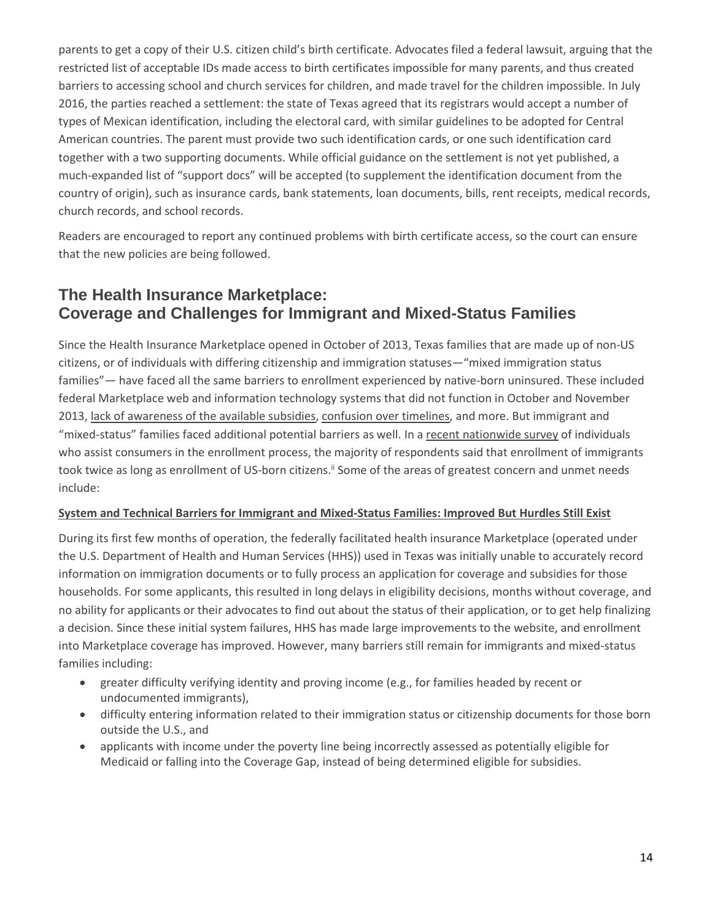parents to get a copy of their U.S. citizen child's birth certificate. Advocates filed a federal lawsuit, arguing that the restricted list of acceptable IDs made access to birth certificates impossible for many parents, and thus created barriers to accessing school and church services for children, and made travel for the children impossible. In July 2016, the parties reached a settlement: the state of Texas agreed that its registrars would accept a number of types of Mexican identification, including the electoral card, with similar guidelines to be adopted for Central American countries. The parent must provide two such identification cards, or one such identification card together with a two supporting documents. While official guidance on the settlement is not yet published, a much-expanded list of "support docs" will be accepted (to supplement the identification document from the country of origin), such as insurance cards, bank statements, loan documents, bills, rent receipts, medical records, church records, and school records.

Readers are encouraged to report any continued problems with birth certificate access, so the court can ensure that the new policies are being followed.

## The Health Insurance Marketplace: Coverage and Challenges for Immigrant and Mixed-Status Families

Since the Health Insurance Marketplace opened in October of 2013, Texas families that are made up of non-US citizens, or of individuals with differing citizenship and immigration statuses—"mixed immigration status families"— have faced all the same barriers to enrollment experienced by native-born uninsured. These included federal Marketplace web and information technology systems that did not function in October and November 2013, lack of awareness of the available subsidies, confusion over timelines, and more. But immigrant and "mixed-status" families faced additional potential barriers as well. In a recent nationwide survey of individuals who assist consumers in the enrollment process, the majority of respondents said that enrollment of immigrants took twice as long as enrollment of US-born citizens.[ii] Some of the areas of greatest concern and unmet needs include:

**System and Technical Barriers for Immigrant and Mixed-Status Families: Improved But Hurdles Still Exist**

During its first few months of operation, the federally facilitated health insurance Marketplace (operated under the U.S. Department of Health and Human Services (HHS)) used in Texas was initially unable to accurately record information on immigration documents or to fully process an application for coverage and subsidies for those households. For some applicants, this resulted in long delays in eligibility decisions, months without coverage, and no ability for applicants or their advocates to find out about the status of their application, or to get help finalizing a decision. Since these initial system failures, HHS has made large improvements to the website, and enrollment into Marketplace coverage has improved. However, many barriers still remain for immigrants and mixed-status families including:

- greater difficulty verifying identity and proving income (e.g., for families headed by recent or undocumented immigrants),
- difficulty entering information related to their immigration status or citizenship documents for those born outside the U.S., and
- applicants with income under the poverty line being incorrectly assessed as potentially eligible for Medicaid or falling into the Coverage Gap, instead of being determined eligible for subsidies.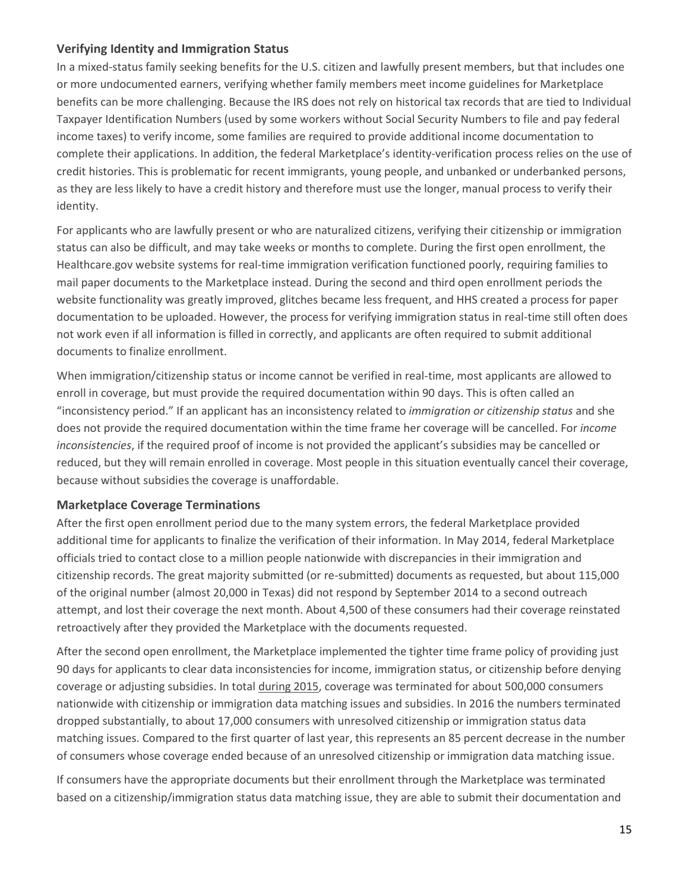### Verifying Identity and Immigration Status

In a mixed-status family seeking benefits for the U.S. citizen and lawfully present members, but that includes one or more undocumented earners, verifying whether family members meet income guidelines for Marketplace benefits can be more challenging. Because the IRS does not rely on historical tax records that are tied to Individual Taxpayer Identification Numbers (used by some workers without Social Security Numbers to file and pay federal income taxes) to verify income, some families are required to provide additional income documentation to complete their applications. In addition, the federal Marketplace's identity-verification process relies on the use of credit histories. This is problematic for recent immigrants, young people, and unbanked or underbanked persons, as they are less likely to have a credit history and therefore must use the longer, manual process to verify their identity.

For applicants who are lawfully present or who are naturalized citizens, verifying their citizenship or immigration status can also be difficult, and may take weeks or months to complete. During the first open enrollment, the Healthcare.gov website systems for real-time immigration verification functioned poorly, requiring families to mail paper documents to the Marketplace instead. During the second and third open enrollment periods the website functionality was greatly improved, glitches became less frequent, and HHS created a process for paper documentation to be uploaded. However, the process for verifying immigration status in real-time still often does not work even if all information is filled in correctly, and applicants are often required to submit additional documents to finalize enrollment.

When immigration/citizenship status or income cannot be verified in real-time, most applicants are allowed to enroll in coverage, but must provide the required documentation within 90 days. This is often called an "inconsistency period." If an applicant has an inconsistency related to *immigration or citizenship status* and she does not provide the required documentation within the time frame her coverage will be cancelled. For *income inconsistencies*, if the required proof of income is not provided the applicant's subsidies may be cancelled or reduced, but they will remain enrolled in coverage. Most people in this situation eventually cancel their coverage, because without subsidies the coverage is unaffordable.

### Marketplace Coverage Terminations

After the first open enrollment period due to the many system errors, the federal Marketplace provided additional time for applicants to finalize the verification of their information. In May 2014, federal Marketplace officials tried to contact close to a million people nationwide with discrepancies in their immigration and citizenship records. The great majority submitted (or re-submitted) documents as requested, but about 115,000 of the original number (almost 20,000 in Texas) did not respond by September 2014 to a second outreach attempt, and lost their coverage the next month. About 4,500 of these consumers had their coverage reinstated retroactively after they provided the Marketplace with the documents requested.

After the second open enrollment, the Marketplace implemented the tighter time frame policy of providing just 90 days for applicants to clear data inconsistencies for income, immigration status, or citizenship before denying coverage or adjusting subsidies. In total during 2015, coverage was terminated for about 500,000 consumers nationwide with citizenship or immigration data matching issues and subsidies. In 2016 the numbers terminated dropped substantially, to about 17,000 consumers with unresolved citizenship or immigration status data matching issues. Compared to the first quarter of last year, this represents an 85 percent decrease in the number of consumers whose coverage ended because of an unresolved citizenship or immigration data matching issue.

If consumers have the appropriate documents but their enrollment through the Marketplace was terminated based on a citizenship/immigration status data matching issue, they are able to submit their documentation and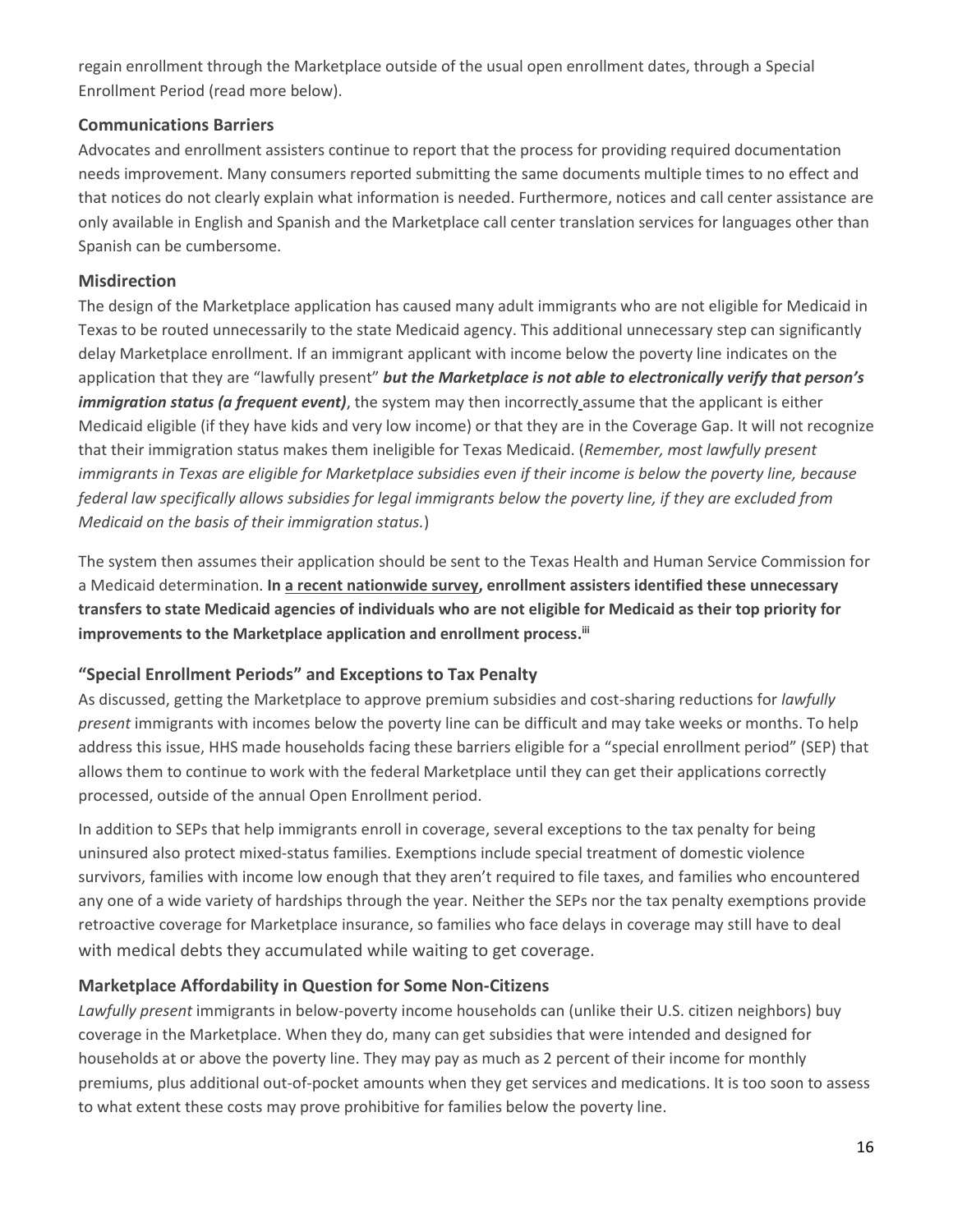regain enrollment through the Marketplace outside of the usual open enrollment dates, through a Special Enrollment Period (read more below).

### Communications Barriers

Advocates and enrollment assisters continue to report that the process for providing required documentation needs improvement. Many consumers reported submitting the same documents multiple times to no effect and that notices do not clearly explain what information is needed. Furthermore, notices and call center assistance are only available in English and Spanish and the Marketplace call center translation services for languages other than Spanish can be cumbersome.

### Misdirection

The design of the Marketplace application has caused many adult immigrants who are not eligible for Medicaid in Texas to be routed unnecessarily to the state Medicaid agency. This additional unnecessary step can significantly delay Marketplace enrollment. If an immigrant applicant with income below the poverty line indicates on the application that they are "lawfully present" ***but the Marketplace is not able to electronically verify that person's immigration status (a frequent event)***, the system may then incorrectly assume that the applicant is either Medicaid eligible (if they have kids and very low income) or that they are in the Coverage Gap. It will not recognize that their immigration status makes them ineligible for Texas Medicaid. (*Remember, most lawfully present immigrants in Texas are eligible for Marketplace subsidies even if their income is below the poverty line, because federal law specifically allows subsidies for legal immigrants below the poverty line, if they are excluded from Medicaid on the basis of their immigration status.*)

The system then assumes their application should be sent to the Texas Health and Human Service Commission for a Medicaid determination. **In a recent nationwide survey, enrollment assisters identified these unnecessary transfers to state Medicaid agencies of individuals who are not eligible for Medicaid as their top priority for improvements to the Marketplace application and enrollment process.**[iii]

### "Special Enrollment Periods" and Exceptions to Tax Penalty

As discussed, getting the Marketplace to approve premium subsidies and cost-sharing reductions for *lawfully present* immigrants with incomes below the poverty line can be difficult and may take weeks or months. To help address this issue, HHS made households facing these barriers eligible for a "special enrollment period" (SEP) that allows them to continue to work with the federal Marketplace until they can get their applications correctly processed, outside of the annual Open Enrollment period.

In addition to SEPs that help immigrants enroll in coverage, several exceptions to the tax penalty for being uninsured also protect mixed-status families. Exemptions include special treatment of domestic violence survivors, families with income low enough that they aren't required to file taxes, and families who encountered any one of a wide variety of hardships through the year. Neither the SEPs nor the tax penalty exemptions provide retroactive coverage for Marketplace insurance, so families who face delays in coverage may still have to deal with medical debts they accumulated while waiting to get coverage.

### Marketplace Affordability in Question for Some Non-Citizens

*Lawfully present* immigrants in below-poverty income households can (unlike their U.S. citizen neighbors) buy coverage in the Marketplace. When they do, many can get subsidies that were intended and designed for households at or above the poverty line. They may pay as much as 2 percent of their income for monthly premiums, plus additional out-of-pocket amounts when they get services and medications. It is too soon to assess to what extent these costs may prove prohibitive for families below the poverty line.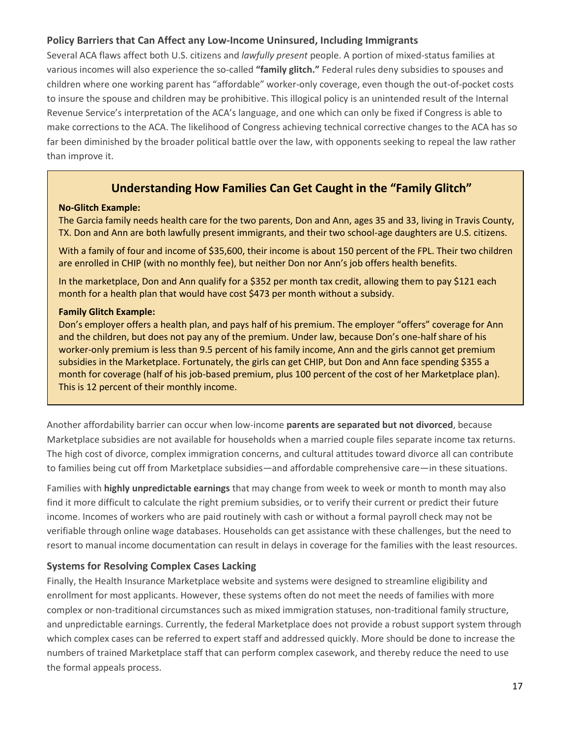### Policy Barriers that Can Affect any Low-Income Uninsured, Including Immigrants

Several ACA flaws affect both U.S. citizens and *lawfully present* people. A portion of mixed-status families at various incomes will also experience the so-called **"family glitch."** Federal rules deny subsidies to spouses and children where one working parent has "affordable" worker-only coverage, even though the out-of-pocket costs to insure the spouse and children may be prohibitive. This illogical policy is an unintended result of the Internal Revenue Service's interpretation of the ACA's language, and one which can only be fixed if Congress is able to make corrections to the ACA. The likelihood of Congress achieving technical corrective changes to the ACA has so far been diminished by the broader political battle over the law, with opponents seeking to repeal the law rather than improve it.

## Understanding How Families Can Get Caught in the "Family Glitch"

**No-Glitch Example:**

The Garcia family needs health care for the two parents, Don and Ann, ages 35 and 33, living in Travis County, TX. Don and Ann are both lawfully present immigrants, and their two school-age daughters are U.S. citizens.

With a family of four and income of $35,600, their income is about 150 percent of the FPL. Their two children are enrolled in CHIP (with no monthly fee), but neither Don nor Ann's job offers health benefits.

In the marketplace, Don and Ann qualify for a $352 per month tax credit, allowing them to pay $121 each month for a health plan that would have cost $473 per month without a subsidy.

**Family Glitch Example:**

Don's employer offers a health plan, and pays half of his premium. The employer "offers" coverage for Ann and the children, but does not pay any of the premium. Under law, because Don's one-half share of his worker-only premium is less than 9.5 percent of his family income, Ann and the girls cannot get premium subsidies in the Marketplace. Fortunately, the girls can get CHIP, but Don and Ann face spending $355 a month for coverage (half of his job-based premium, plus 100 percent of the cost of her Marketplace plan). This is 12 percent of their monthly income.

Another affordability barrier can occur when low-income **parents are separated but not divorced**, because Marketplace subsidies are not available for households when a married couple files separate income tax returns. The high cost of divorce, complex immigration concerns, and cultural attitudes toward divorce all can contribute to families being cut off from Marketplace subsidies—and affordable comprehensive care—in these situations.

Families with **highly unpredictable earnings** that may change from week to week or month to month may also find it more difficult to calculate the right premium subsidies, or to verify their current or predict their future income. Incomes of workers who are paid routinely with cash or without a formal payroll check may not be verifiable through online wage databases. Households can get assistance with these challenges, but the need to resort to manual income documentation can result in delays in coverage for the families with the least resources.

### Systems for Resolving Complex Cases Lacking

Finally, the Health Insurance Marketplace website and systems were designed to streamline eligibility and enrollment for most applicants. However, these systems often do not meet the needs of families with more complex or non-traditional circumstances such as mixed immigration statuses, non-traditional family structure, and unpredictable earnings. Currently, the federal Marketplace does not provide a robust support system through which complex cases can be referred to expert staff and addressed quickly. More should be done to increase the numbers of trained Marketplace staff that can perform complex casework, and thereby reduce the need to use the formal appeals process.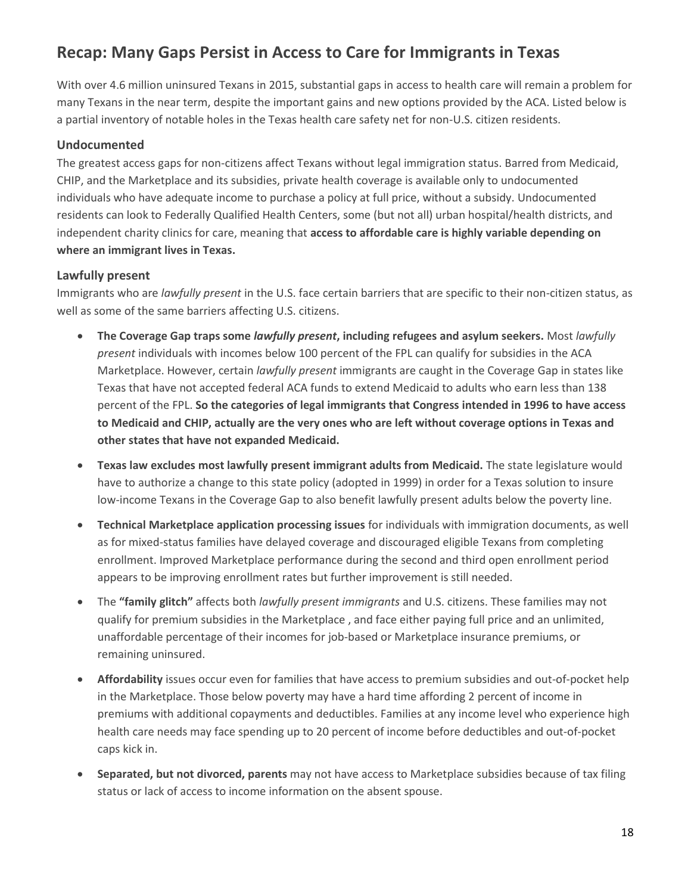## Recap: Many Gaps Persist in Access to Care for Immigrants in Texas

With over 4.6 million uninsured Texans in 2015, substantial gaps in access to health care will remain a problem for many Texans in the near term, despite the important gains and new options provided by the ACA. Listed below is a partial inventory of notable holes in the Texas health care safety net for non-U.S. citizen residents.

### Undocumented

The greatest access gaps for non-citizens affect Texans without legal immigration status. Barred from Medicaid, CHIP, and the Marketplace and its subsidies, private health coverage is available only to undocumented individuals who have adequate income to purchase a policy at full price, without a subsidy. Undocumented residents can look to Federally Qualified Health Centers, some (but not all) urban hospital/health districts, and independent charity clinics for care, meaning that **access to affordable care is highly variable depending on where an immigrant lives in Texas.**

### Lawfully present

Immigrants who are *lawfully present* in the U.S. face certain barriers that are specific to their non-citizen status, as well as some of the same barriers affecting U.S. citizens.

- **The Coverage Gap traps some *lawfully present*, including refugees and asylum seekers.** Most *lawfully present* individuals with incomes below 100 percent of the FPL can qualify for subsidies in the ACA Marketplace. However, certain *lawfully present* immigrants are caught in the Coverage Gap in states like Texas that have not accepted federal ACA funds to extend Medicaid to adults who earn less than 138 percent of the FPL. **So the categories of legal immigrants that Congress intended in 1996 to have access to Medicaid and CHIP, actually are the very ones who are left without coverage options in Texas and other states that have not expanded Medicaid.**
- **Texas law excludes most lawfully present immigrant adults from Medicaid.** The state legislature would have to authorize a change to this state policy (adopted in 1999) in order for a Texas solution to insure low-income Texans in the Coverage Gap to also benefit lawfully present adults below the poverty line.
- **Technical Marketplace application processing issues** for individuals with immigration documents, as well as for mixed-status families have delayed coverage and discouraged eligible Texans from completing enrollment. Improved Marketplace performance during the second and third open enrollment period appears to be improving enrollment rates but further improvement is still needed.
- The **"family glitch"** affects both *lawfully present immigrants* and U.S. citizens. These families may not qualify for premium subsidies in the Marketplace , and face either paying full price and an unlimited, unaffordable percentage of their incomes for job-based or Marketplace insurance premiums, or remaining uninsured.
- **Affordability** issues occur even for families that have access to premium subsidies and out-of-pocket help in the Marketplace. Those below poverty may have a hard time affording 2 percent of income in premiums with additional copayments and deductibles. Families at any income level who experience high health care needs may face spending up to 20 percent of income before deductibles and out-of-pocket caps kick in.
- **Separated, but not divorced, parents** may not have access to Marketplace subsidies because of tax filing status or lack of access to income information on the absent spouse.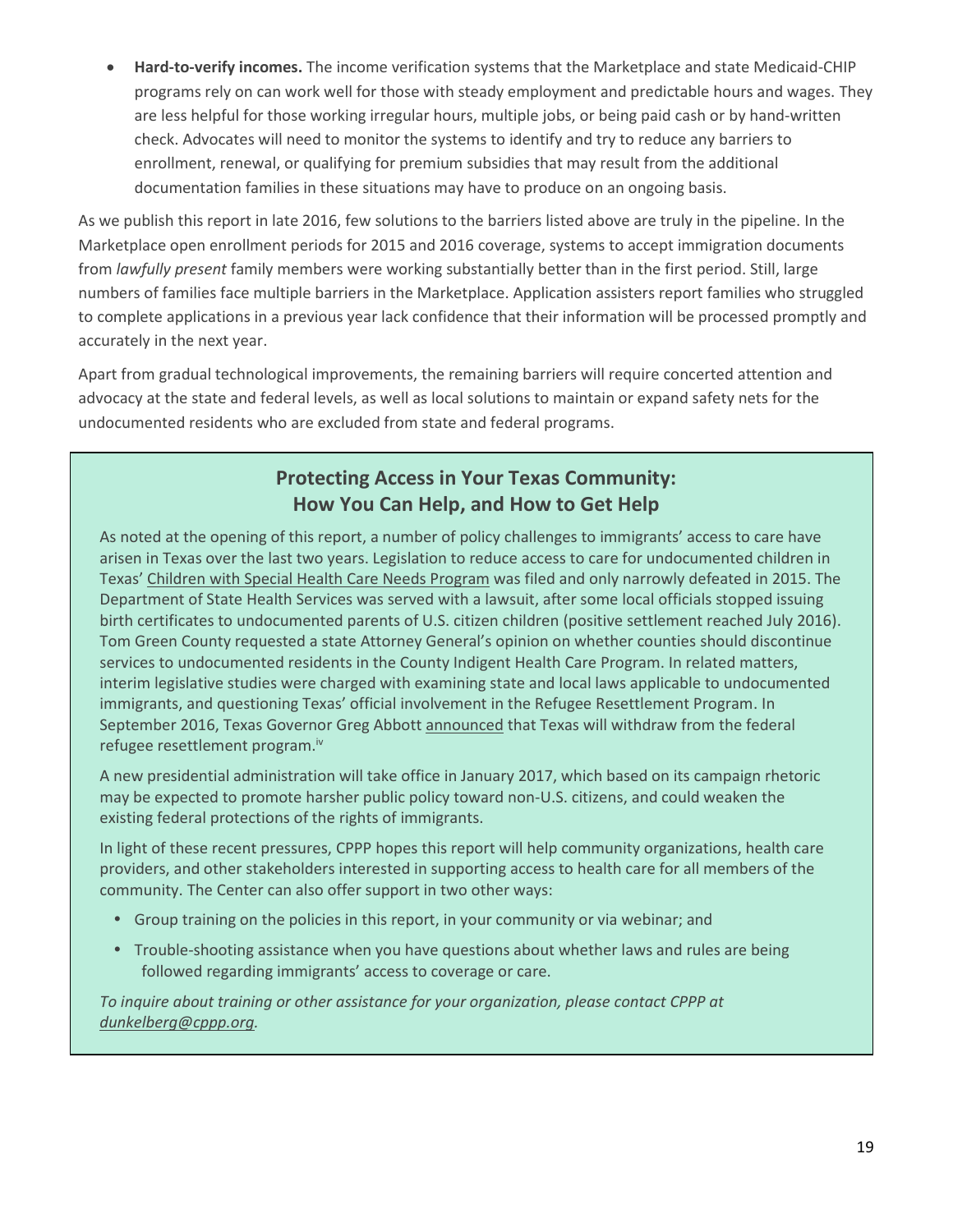- **Hard-to-verify incomes.** The income verification systems that the Marketplace and state Medicaid-CHIP programs rely on can work well for those with steady employment and predictable hours and wages. They are less helpful for those working irregular hours, multiple jobs, or being paid cash or by hand-written check. Advocates will need to monitor the systems to identify and try to reduce any barriers to enrollment, renewal, or qualifying for premium subsidies that may result from the additional documentation families in these situations may have to produce on an ongoing basis.

As we publish this report in late 2016, few solutions to the barriers listed above are truly in the pipeline. In the Marketplace open enrollment periods for 2015 and 2016 coverage, systems to accept immigration documents from *lawfully present* family members were working substantially better than in the first period. Still, large numbers of families face multiple barriers in the Marketplace. Application assisters report families who struggled to complete applications in a previous year lack confidence that their information will be processed promptly and accurately in the next year.

Apart from gradual technological improvements, the remaining barriers will require concerted attention and advocacy at the state and federal levels, as well as local solutions to maintain or expand safety nets for the undocumented residents who are excluded from state and federal programs.

## Protecting Access in Your Texas Community: How You Can Help, and How to Get Help

As noted at the opening of this report, a number of policy challenges to immigrants' access to care have arisen in Texas over the last two years. Legislation to reduce access to care for undocumented children in Texas' Children with Special Health Care Needs Program was filed and only narrowly defeated in 2015. The Department of State Health Services was served with a lawsuit, after some local officials stopped issuing birth certificates to undocumented parents of U.S. citizen children (positive settlement reached July 2016). Tom Green County requested a state Attorney General's opinion on whether counties should discontinue services to undocumented residents in the County Indigent Health Care Program. In related matters, interim legislative studies were charged with examining state and local laws applicable to undocumented immigrants, and questioning Texas' official involvement in the Refugee Resettlement Program. In September 2016, Texas Governor Greg Abbott announced that Texas will withdraw from the federal refugee resettlement program.[iv]

A new presidential administration will take office in January 2017, which based on its campaign rhetoric may be expected to promote harsher public policy toward non-U.S. citizens, and could weaken the existing federal protections of the rights of immigrants.

In light of these recent pressures, CPPP hopes this report will help community organizations, health care providers, and other stakeholders interested in supporting access to health care for all members of the community. The Center can also offer support in two other ways:

- Group training on the policies in this report, in your community or via webinar; and
- Trouble-shooting assistance when you have questions about whether laws and rules are being followed regarding immigrants' access to coverage or care.

*To inquire about training or other assistance for your organization, please contact CPPP at dunkelberg@cppp.org.*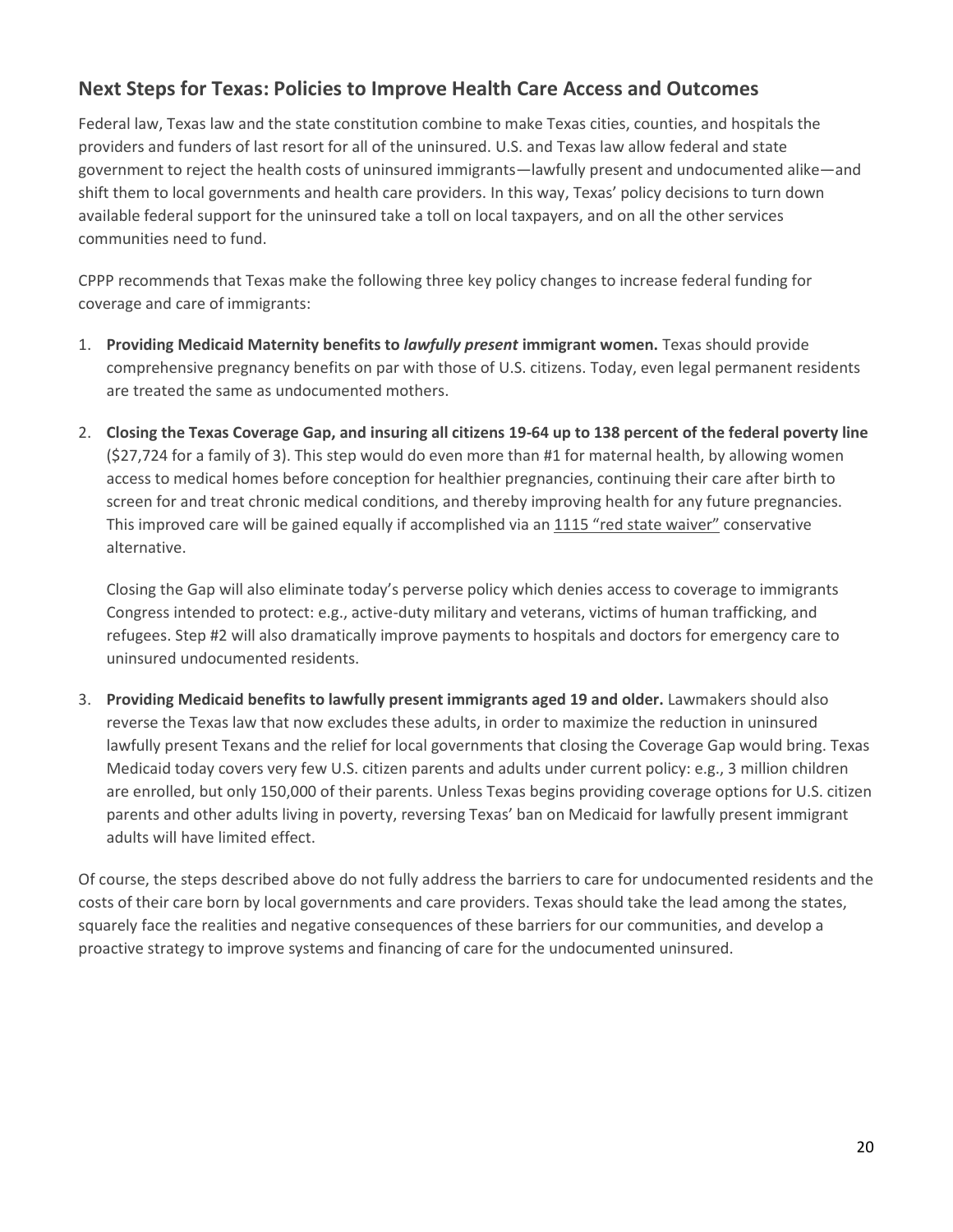## Next Steps for Texas: Policies to Improve Health Care Access and Outcomes

Federal law, Texas law and the state constitution combine to make Texas cities, counties, and hospitals the providers and funders of last resort for all of the uninsured. U.S. and Texas law allow federal and state government to reject the health costs of uninsured immigrants—lawfully present and undocumented alike—and shift them to local governments and health care providers. In this way, Texas' policy decisions to turn down available federal support for the uninsured take a toll on local taxpayers, and on all the other services communities need to fund.

CPPP recommends that Texas make the following three key policy changes to increase federal funding for coverage and care of immigrants:

1. **Providing Medicaid Maternity benefits to *lawfully present* immigrant women.** Texas should provide comprehensive pregnancy benefits on par with those of U.S. citizens. Today, even legal permanent residents are treated the same as undocumented mothers.

2. **Closing the Texas Coverage Gap, and insuring all citizens 19-64 up to 138 percent of the federal poverty line** ($27,724 for a family of 3). This step would do even more than #1 for maternal health, by allowing women access to medical homes before conception for healthier pregnancies, continuing their care after birth to screen for and treat chronic medical conditions, and thereby improving health for any future pregnancies. This improved care will be gained equally if accomplished via an 1115 "red state waiver" conservative alternative.

   Closing the Gap will also eliminate today's perverse policy which denies access to coverage to immigrants Congress intended to protect: e.g., active-duty military and veterans, victims of human trafficking, and refugees. Step #2 will also dramatically improve payments to hospitals and doctors for emergency care to uninsured undocumented residents.

3. **Providing Medicaid benefits to lawfully present immigrants aged 19 and older.** Lawmakers should also reverse the Texas law that now excludes these adults, in order to maximize the reduction in uninsured lawfully present Texans and the relief for local governments that closing the Coverage Gap would bring. Texas Medicaid today covers very few U.S. citizen parents and adults under current policy: e.g., 3 million children are enrolled, but only 150,000 of their parents. Unless Texas begins providing coverage options for U.S. citizen parents and other adults living in poverty, reversing Texas' ban on Medicaid for lawfully present immigrant adults will have limited effect.

Of course, the steps described above do not fully address the barriers to care for undocumented residents and the costs of their care born by local governments and care providers. Texas should take the lead among the states, squarely face the realities and negative consequences of these barriers for our communities, and develop a proactive strategy to improve systems and financing of care for the undocumented uninsured.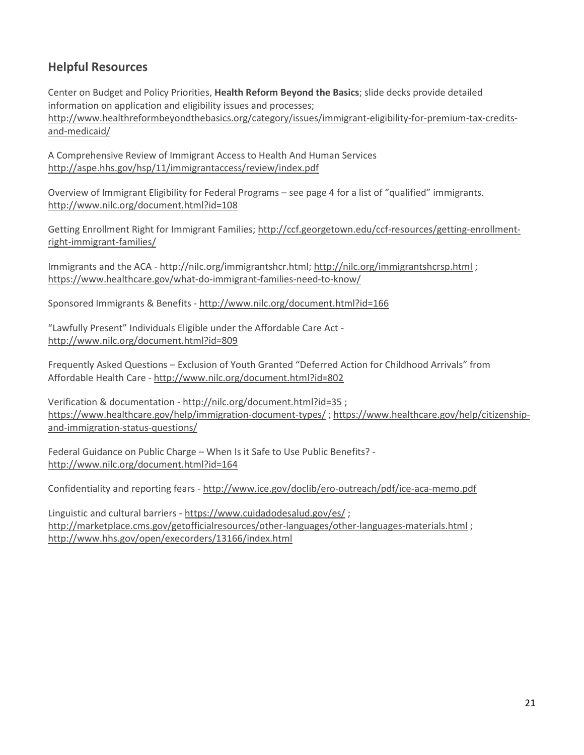## Helpful Resources

Center on Budget and Policy Priorities, **Health Reform Beyond the Basics**; slide decks provide detailed information on application and eligibility issues and processes; http://www.healthreformbeyondthebasics.org/category/issues/immigrant-eligibility-for-premium-tax-credits-and-medicaid/

A Comprehensive Review of Immigrant Access to Health And Human Services
http://aspe.hhs.gov/hsp/11/immigrantaccess/review/index.pdf

Overview of Immigrant Eligibility for Federal Programs – see page 4 for a list of "qualified" immigrants.
http://www.nilc.org/document.html?id=108

Getting Enrollment Right for Immigrant Families; http://ccf.georgetown.edu/ccf-resources/getting-enrollment-right-immigrant-families/

Immigrants and the ACA - http://nilc.org/immigrantshcr.html; http://nilc.org/immigrantshcrsp.html ; https://www.healthcare.gov/what-do-immigrant-families-need-to-know/

Sponsored Immigrants & Benefits - http://www.nilc.org/document.html?id=166

"Lawfully Present" Individuals Eligible under the Affordable Care Act -
http://www.nilc.org/document.html?id=809

Frequently Asked Questions – Exclusion of Youth Granted "Deferred Action for Childhood Arrivals" from Affordable Health Care - http://www.nilc.org/document.html?id=802

Verification & documentation - http://nilc.org/document.html?id=35 ; https://www.healthcare.gov/help/immigration-document-types/ ; https://www.healthcare.gov/help/citizenship-and-immigration-status-questions/

Federal Guidance on Public Charge – When Is it Safe to Use Public Benefits? -
http://www.nilc.org/document.html?id=164

Confidentiality and reporting fears - http://www.ice.gov/doclib/ero-outreach/pdf/ice-aca-memo.pdf

Linguistic and cultural barriers - https://www.cuidadodesalud.gov/es/ ;
http://marketplace.cms.gov/getofficialresources/other-languages/other-languages-materials.html ;
http://www.hhs.gov/open/execorders/13166/index.html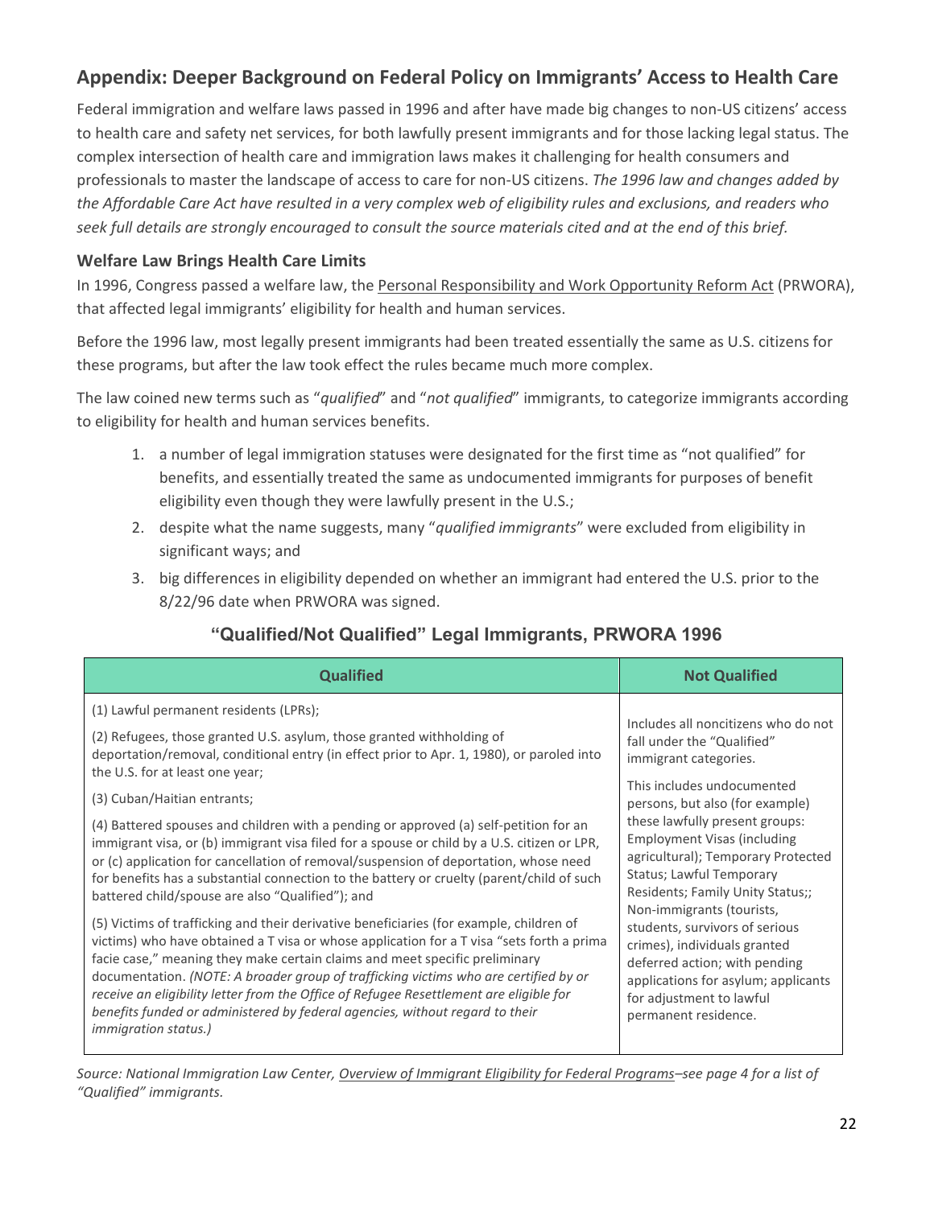## Appendix: Deeper Background on Federal Policy on Immigrants' Access to Health Care

Federal immigration and welfare laws passed in 1996 and after have made big changes to non-US citizens' access to health care and safety net services, for both lawfully present immigrants and for those lacking legal status. The complex intersection of health care and immigration laws makes it challenging for health consumers and professionals to master the landscape of access to care for non-US citizens. *The 1996 law and changes added by the Affordable Care Act have resulted in a very complex web of eligibility rules and exclusions, and readers who seek full details are strongly encouraged to consult the source materials cited and at the end of this brief.*

### Welfare Law Brings Health Care Limits

In 1996, Congress passed a welfare law, the Personal Responsibility and Work Opportunity Reform Act (PRWORA), that affected legal immigrants' eligibility for health and human services.

Before the 1996 law, most legally present immigrants had been treated essentially the same as U.S. citizens for these programs, but after the law took effect the rules became much more complex.

The law coined new terms such as "*qualified*" and "*not qualified*" immigrants, to categorize immigrants according to eligibility for health and human services benefits.

1. a number of legal immigration statuses were designated for the first time as "not qualified" for benefits, and essentially treated the same as undocumented immigrants for purposes of benefit eligibility even though they were lawfully present in the U.S.;
2. despite what the name suggests, many "*qualified immigrants*" were excluded from eligibility in significant ways; and
3. big differences in eligibility depended on whether an immigrant had entered the U.S. prior to the 8/22/96 date when PRWORA was signed.

**"Qualified/Not Qualified" Legal Immigrants, PRWORA 1996**

| Qualified | Not Qualified |
|---|---|
| (1) Lawful permanent residents (LPRs);<br><br>(2) Refugees, those granted U.S. asylum, those granted withholding of deportation/removal, conditional entry (in effect prior to Apr. 1, 1980), or paroled into the U.S. for at least one year;<br><br>(3) Cuban/Haitian entrants;<br><br>(4) Battered spouses and children with a pending or approved (a) self-petition for an immigrant visa, or (b) immigrant visa filed for a spouse or child by a U.S. citizen or LPR, or (c) application for cancellation of removal/suspension of deportation, whose need for benefits has a substantial connection to the battery or cruelty (parent/child of such battered child/spouse are also "Qualified"); and<br><br>(5) Victims of trafficking and their derivative beneficiaries (for example, children of victims) who have obtained a T visa or whose application for a T visa "sets forth a prima facie case," meaning they make certain claims and meet specific preliminary documentation. *(NOTE: A broader group of trafficking victims who are certified by or receive an eligibility letter from the Office of Refugee Resettlement are eligible for benefits funded or administered by federal agencies, without regard to their immigration status.)* | Includes all noncitizens who do not fall under the "Qualified" immigrant categories.<br><br>This includes undocumented persons, but also (for example) these lawfully present groups: Employment Visas (including agricultural); Temporary Protected Status; Lawful Temporary Residents; Family Unity Status;; Non-immigrants (tourists, students, survivors of serious crimes), individuals granted deferred action; with pending applications for asylum; applicants for adjustment to lawful permanent residence. |

*Source: National Immigration Law Center, Overview of Immigrant Eligibility for Federal Programs–see page 4 for a list of "Qualified" immigrants.*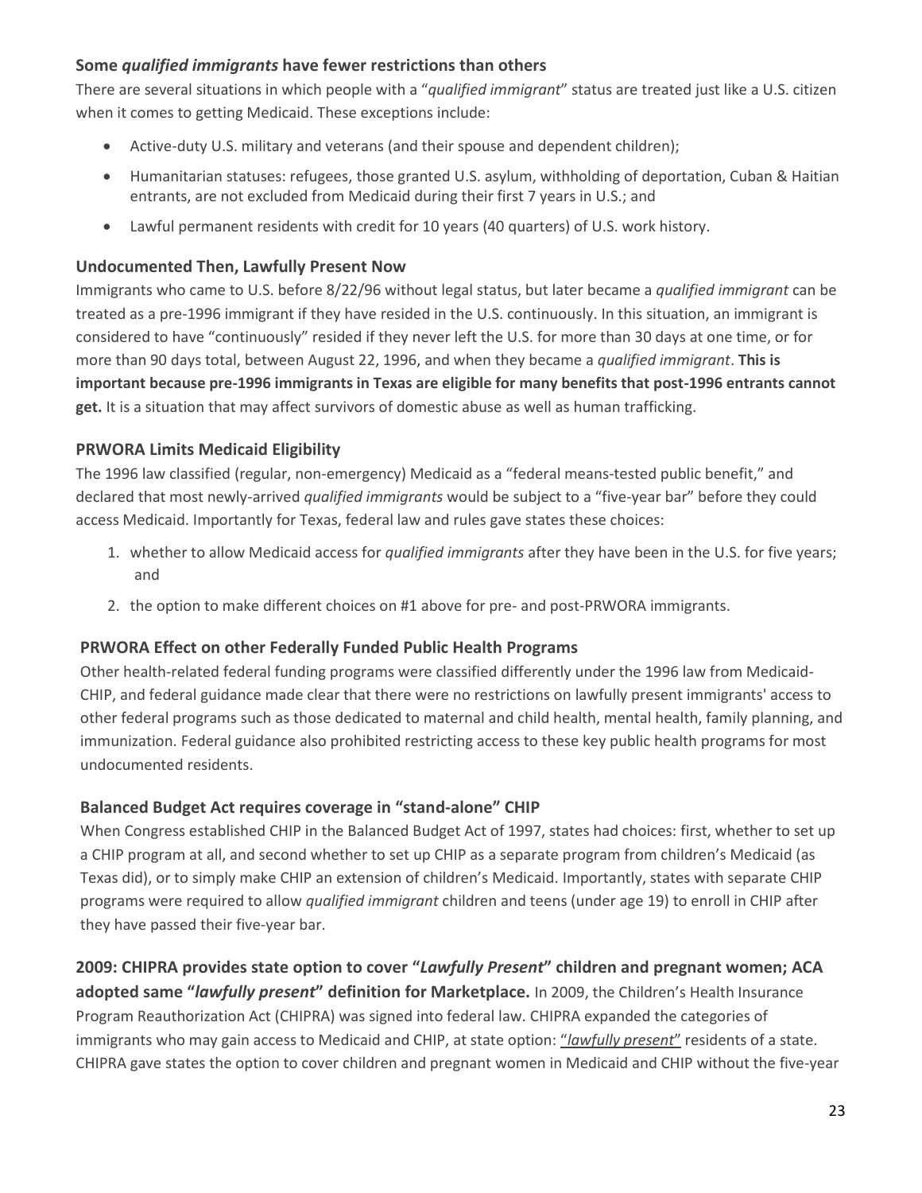### Some *qualified immigrants* have fewer restrictions than others

There are several situations in which people with a "*qualified immigrant*" status are treated just like a U.S. citizen when it comes to getting Medicaid. These exceptions include:

- Active-duty U.S. military and veterans (and their spouse and dependent children);
- Humanitarian statuses: refugees, those granted U.S. asylum, withholding of deportation, Cuban & Haitian entrants, are not excluded from Medicaid during their first 7 years in U.S.; and
- Lawful permanent residents with credit for 10 years (40 quarters) of U.S. work history.

### Undocumented Then, Lawfully Present Now

Immigrants who came to U.S. before 8/22/96 without legal status, but later became a *qualified immigrant* can be treated as a pre-1996 immigrant if they have resided in the U.S. continuously. In this situation, an immigrant is considered to have "continuously" resided if they never left the U.S. for more than 30 days at one time, or for more than 90 days total, between August 22, 1996, and when they became a *qualified immigrant*. **This is important because pre-1996 immigrants in Texas are eligible for many benefits that post-1996 entrants cannot get.** It is a situation that may affect survivors of domestic abuse as well as human trafficking.

### PRWORA Limits Medicaid Eligibility

The 1996 law classified (regular, non-emergency) Medicaid as a "federal means-tested public benefit," and declared that most newly-arrived *qualified immigrants* would be subject to a "five-year bar" before they could access Medicaid. Importantly for Texas, federal law and rules gave states these choices:

1. whether to allow Medicaid access for *qualified immigrants* after they have been in the U.S. for five years; and
2. the option to make different choices on #1 above for pre- and post-PRWORA immigrants.

### PRWORA Effect on other Federally Funded Public Health Programs

Other health-related federal funding programs were classified differently under the 1996 law from Medicaid-CHIP, and federal guidance made clear that there were no restrictions on lawfully present immigrants' access to other federal programs such as those dedicated to maternal and child health, mental health, family planning, and immunization. Federal guidance also prohibited restricting access to these key public health programs for most undocumented residents.

### Balanced Budget Act requires coverage in "stand-alone" CHIP

When Congress established CHIP in the Balanced Budget Act of 1997, states had choices: first, whether to set up a CHIP program at all, and second whether to set up CHIP as a separate program from children's Medicaid (as Texas did), or to simply make CHIP an extension of children's Medicaid. Importantly, states with separate CHIP programs were required to allow *qualified immigrant* children and teens (under age 19) to enroll in CHIP after they have passed their five-year bar.

**2009: CHIPRA provides state option to cover "*Lawfully Present*" children and pregnant women; ACA adopted same "*lawfully present*" definition for Marketplace.** In 2009, the Children's Health Insurance Program Reauthorization Act (CHIPRA) was signed into federal law. CHIPRA expanded the categories of immigrants who may gain access to Medicaid and CHIP, at state option: "*lawfully present*" residents of a state. CHIPRA gave states the option to cover children and pregnant women in Medicaid and CHIP without the five-year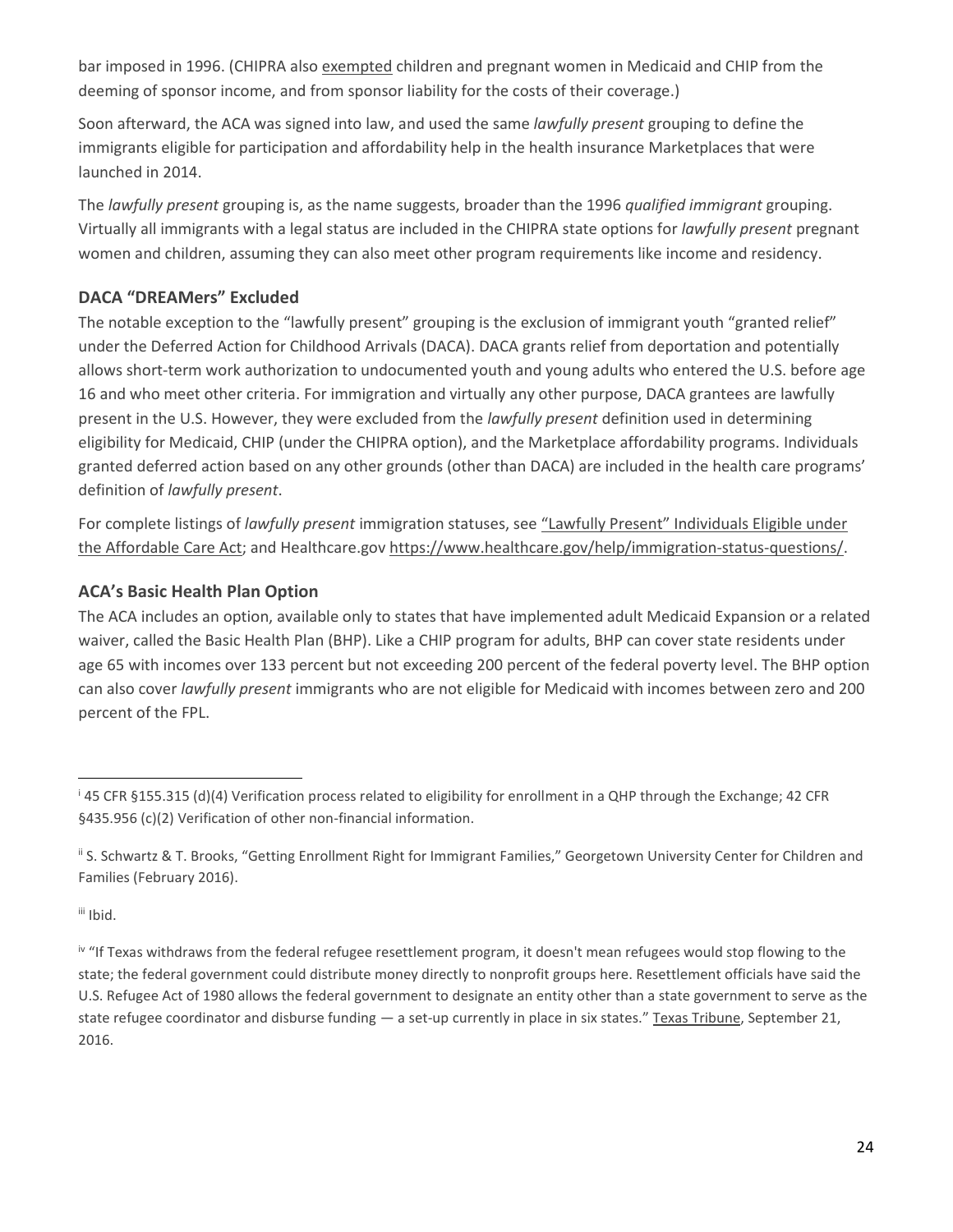bar imposed in 1996. (CHIPRA also exempted children and pregnant women in Medicaid and CHIP from the deeming of sponsor income, and from sponsor liability for the costs of their coverage.)

Soon afterward, the ACA was signed into law, and used the same *lawfully present* grouping to define the immigrants eligible for participation and affordability help in the health insurance Marketplaces that were launched in 2014.

The *lawfully present* grouping is, as the name suggests, broader than the 1996 *qualified immigrant* grouping. Virtually all immigrants with a legal status are included in the CHIPRA state options for *lawfully present* pregnant women and children, assuming they can also meet other program requirements like income and residency.

### DACA "DREAMers" Excluded

The notable exception to the "lawfully present" grouping is the exclusion of immigrant youth "granted relief" under the Deferred Action for Childhood Arrivals (DACA). DACA grants relief from deportation and potentially allows short-term work authorization to undocumented youth and young adults who entered the U.S. before age 16 and who meet other criteria. For immigration and virtually any other purpose, DACA grantees are lawfully present in the U.S. However, they were excluded from the *lawfully present* definition used in determining eligibility for Medicaid, CHIP (under the CHIPRA option), and the Marketplace affordability programs. Individuals granted deferred action based on any other grounds (other than DACA) are included in the health care programs' definition of *lawfully present*.

For complete listings of *lawfully present* immigration statuses, see "Lawfully Present" Individuals Eligible under the Affordable Care Act; and Healthcare.gov https://www.healthcare.gov/help/immigration-status-questions/.

### ACA's Basic Health Plan Option

The ACA includes an option, available only to states that have implemented adult Medicaid Expansion or a related waiver, called the Basic Health Plan (BHP). Like a CHIP program for adults, BHP can cover state residents under age 65 with incomes over 133 percent but not exceeding 200 percent of the federal poverty level. The BHP option can also cover *lawfully present* immigrants who are not eligible for Medicaid with incomes between zero and 200 percent of the FPL.

---

[i] 45 CFR §155.315 (d)(4) Verification process related to eligibility for enrollment in a QHP through the Exchange; 42 CFR §435.956 (c)(2) Verification of other non-financial information.

[ii] S. Schwartz & T. Brooks, "Getting Enrollment Right for Immigrant Families," Georgetown University Center for Children and Families (February 2016).

[iii] Ibid.

[iv] "If Texas withdraws from the federal refugee resettlement program, it doesn't mean refugees would stop flowing to the state; the federal government could distribute money directly to nonprofit groups here. Resettlement officials have said the U.S. Refugee Act of 1980 allows the federal government to designate an entity other than a state government to serve as the state refugee coordinator and disburse funding — a set-up currently in place in six states." Texas Tribune, September 21, 2016.